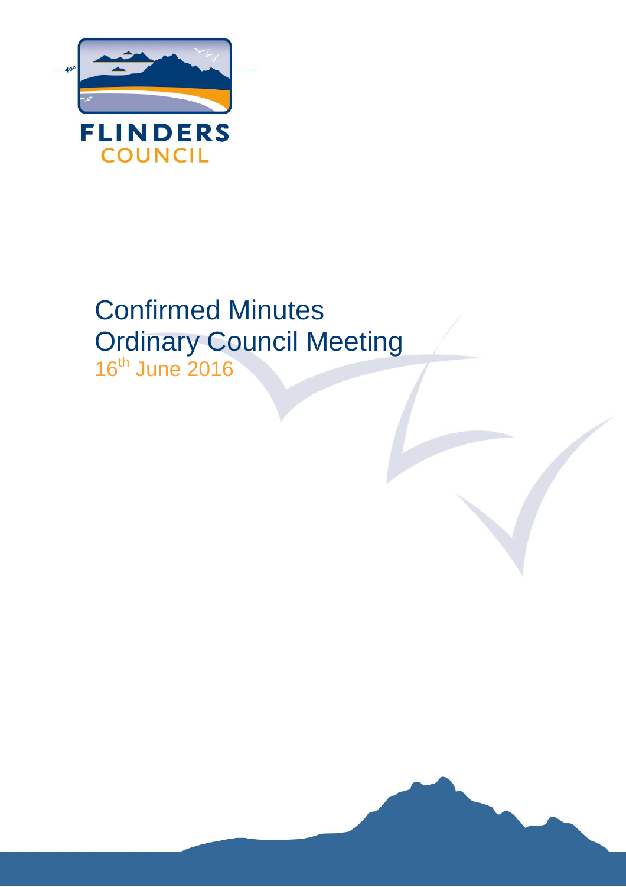FLINDERS COUNCIL

# Confirmed Minutes
# Ordinary Council Meeting
16th June 2016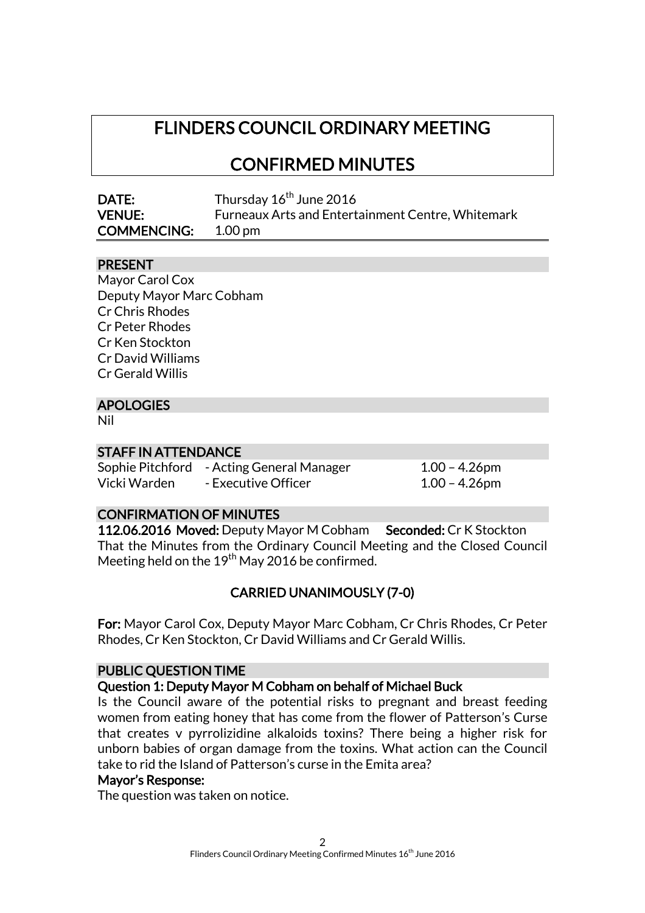# FLINDERS COUNCIL ORDINARY MEETING

# CONFIRMED MINUTES

**DATE:** Thursday 16th June 2016
**VENUE:** Furneaux Arts and Entertainment Centre, Whitemark
**COMMENCING:** 1.00 pm

## PRESENT

Mayor Carol Cox
Deputy Mayor Marc Cobham
Cr Chris Rhodes
Cr Peter Rhodes
Cr Ken Stockton
Cr David Williams
Cr Gerald Willis

## APOLOGIES

Nil

## STAFF IN ATTENDANCE

| | | |
|---|---|---|
| Sophie Pitchford | - Acting General Manager | 1.00 – 4.26pm |
| Vicki Warden | - Executive Officer | 1.00 – 4.26pm |

## CONFIRMATION OF MINUTES

**112.06.2016 Moved:** Deputy Mayor M Cobham **Seconded:** Cr K Stockton

That the Minutes from the Ordinary Council Meeting and the Closed Council Meeting held on the 19th May 2016 be confirmed.

**CARRIED UNANIMOUSLY (7-0)**

**For:** Mayor Carol Cox, Deputy Mayor Marc Cobham, Cr Chris Rhodes, Cr Peter Rhodes, Cr Ken Stockton, Cr David Williams and Cr Gerald Willis.

## PUBLIC QUESTION TIME

**Question 1: Deputy Mayor M Cobham on behalf of Michael Buck**

Is the Council aware of the potential risks to pregnant and breast feeding women from eating honey that has come from the flower of Patterson's Curse that creates v pyrrolizidine alkaloids toxins? There being a higher risk for unborn babies of organ damage from the toxins. What action can the Council take to rid the Island of Patterson's curse in the Emita area?

**Mayor's Response:**

The question was taken on notice.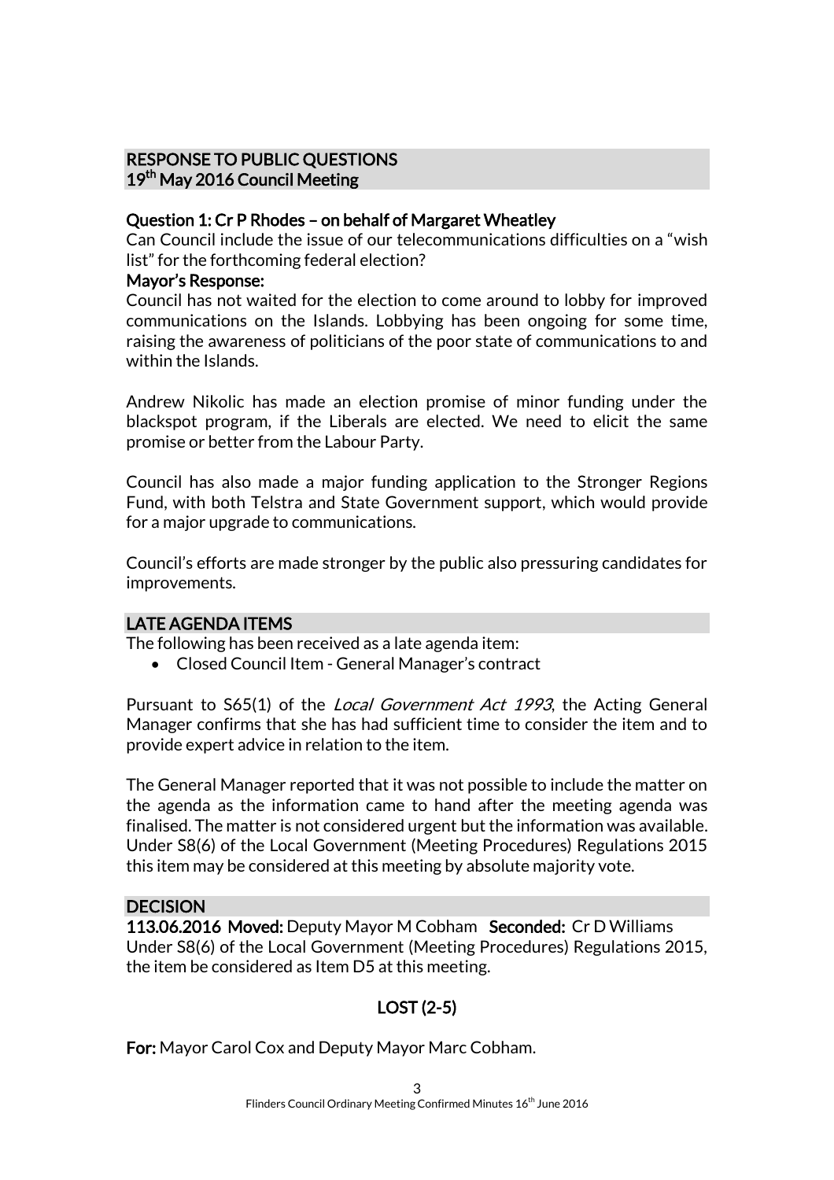## RESPONSE TO PUBLIC QUESTIONS
## 19th May 2016 Council Meeting

**Question 1: Cr P Rhodes – on behalf of Margaret Wheatley**

Can Council include the issue of our telecommunications difficulties on a "wish list" for the forthcoming federal election?

**Mayor's Response:**

Council has not waited for the election to come around to lobby for improved communications on the Islands. Lobbying has been ongoing for some time, raising the awareness of politicians of the poor state of communications to and within the Islands.

Andrew Nikolic has made an election promise of minor funding under the blackspot program, if the Liberals are elected. We need to elicit the same promise or better from the Labour Party.

Council has also made a major funding application to the Stronger Regions Fund, with both Telstra and State Government support, which would provide for a major upgrade to communications.

Council's efforts are made stronger by the public also pressuring candidates for improvements.

## LATE AGENDA ITEMS

The following has been received as a late agenda item:

- Closed Council Item - General Manager's contract

Pursuant to S65(1) of the *Local Government Act 1993*, the Acting General Manager confirms that she has had sufficient time to consider the item and to provide expert advice in relation to the item.

The General Manager reported that it was not possible to include the matter on the agenda as the information came to hand after the meeting agenda was finalised. The matter is not considered urgent but the information was available. Under S8(6) of the Local Government (Meeting Procedures) Regulations 2015 this item may be considered at this meeting by absolute majority vote.

## DECISION

**113.06.2016 Moved:** Deputy Mayor M Cobham **Seconded:** Cr D Williams

Under S8(6) of the Local Government (Meeting Procedures) Regulations 2015, the item be considered as Item D5 at this meeting.

**LOST (2-5)**

**For:** Mayor Carol Cox and Deputy Mayor Marc Cobham.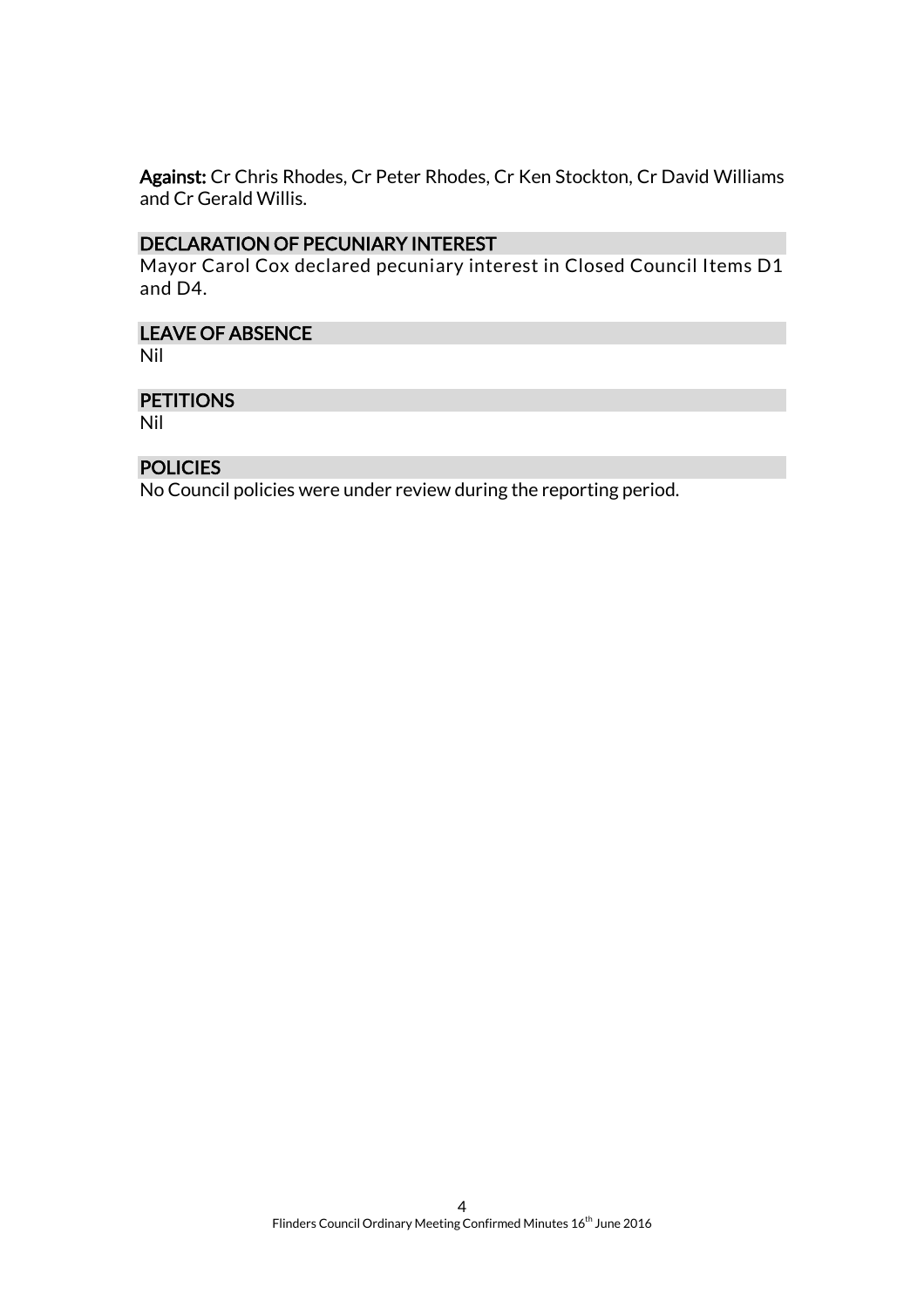**Against:** Cr Chris Rhodes, Cr Peter Rhodes, Cr Ken Stockton, Cr David Williams and Cr Gerald Willis.

## DECLARATION OF PECUNIARY INTEREST

Mayor Carol Cox declared pecuniary interest in Closed Council Items D1 and D4.

## LEAVE OF ABSENCE

Nil

## PETITIONS

Nil

## POLICIES

No Council policies were under review during the reporting period.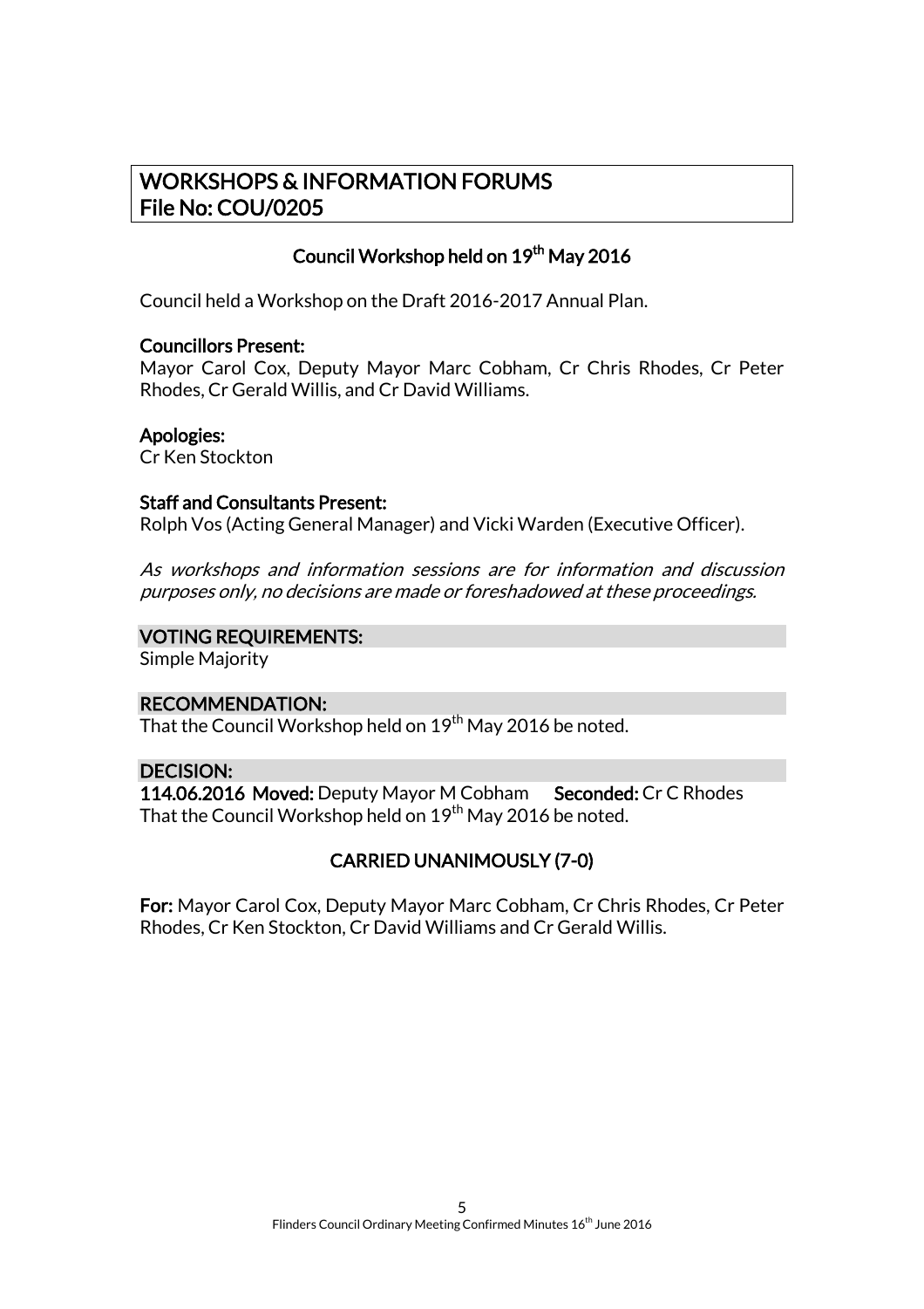# WORKSHOPS & INFORMATION FORUMS
# File No: COU/0205

## Council Workshop held on 19th May 2016

Council held a Workshop on the Draft 2016-2017 Annual Plan.

**Councillors Present:**
Mayor Carol Cox, Deputy Mayor Marc Cobham, Cr Chris Rhodes, Cr Peter Rhodes, Cr Gerald Willis, and Cr David Williams.

**Apologies:**
Cr Ken Stockton

**Staff and Consultants Present:**
Rolph Vos (Acting General Manager) and Vicki Warden (Executive Officer).

*As workshops and information sessions are for information and discussion purposes only, no decisions are made or foreshadowed at these proceedings.*

**VOTING REQUIREMENTS:**
Simple Majority

**RECOMMENDATION:**
That the Council Workshop held on 19th May 2016 be noted.

**DECISION:**
**114.06.2016 Moved:** Deputy Mayor M Cobham **Seconded:** Cr C Rhodes
That the Council Workshop held on 19th May 2016 be noted.

**CARRIED UNANIMOUSLY (7-0)**

**For:** Mayor Carol Cox, Deputy Mayor Marc Cobham, Cr Chris Rhodes, Cr Peter Rhodes, Cr Ken Stockton, Cr David Williams and Cr Gerald Willis.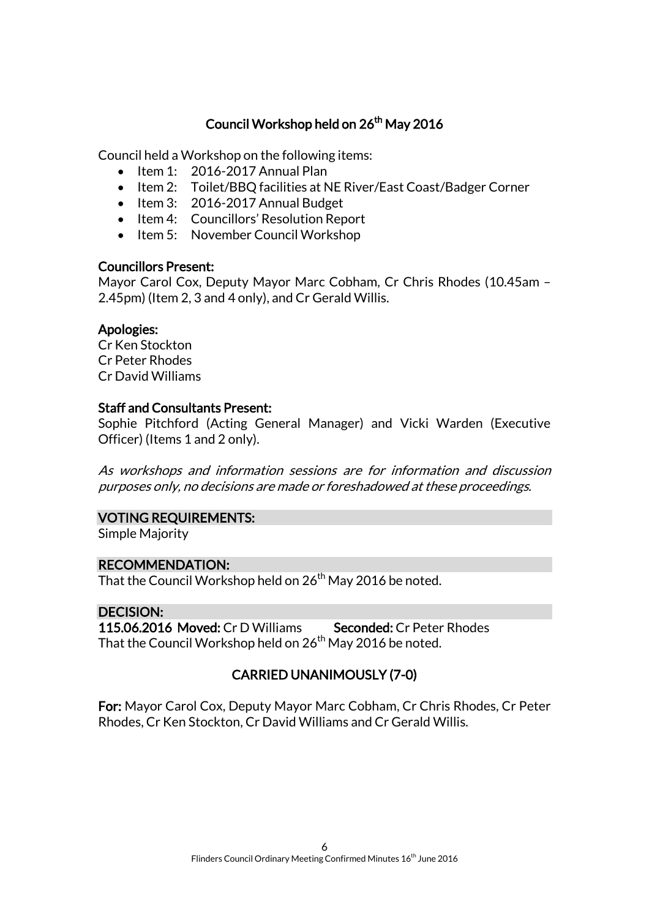## Council Workshop held on 26th May 2016

Council held a Workshop on the following items:

- Item 1: 2016-2017 Annual Plan
- Item 2: Toilet/BBQ facilities at NE River/East Coast/Badger Corner
- Item 3: 2016-2017 Annual Budget
- Item 4: Councillors' Resolution Report
- Item 5: November Council Workshop

**Councillors Present:**
Mayor Carol Cox, Deputy Mayor Marc Cobham, Cr Chris Rhodes (10.45am – 2.45pm) (Item 2, 3 and 4 only), and Cr Gerald Willis.

**Apologies:**
Cr Ken Stockton
Cr Peter Rhodes
Cr David Williams

**Staff and Consultants Present:**
Sophie Pitchford (Acting General Manager) and Vicki Warden (Executive Officer) (Items 1 and 2 only).

*As workshops and information sessions are for information and discussion purposes only, no decisions are made or foreshadowed at these proceedings.*

**VOTING REQUIREMENTS:**
Simple Majority

**RECOMMENDATION:**
That the Council Workshop held on 26th May 2016 be noted.

**DECISION:**
**115.06.2016 Moved:** Cr D Williams **Seconded:** Cr Peter Rhodes
That the Council Workshop held on 26th May 2016 be noted.

**CARRIED UNANIMOUSLY (7-0)**

**For:** Mayor Carol Cox, Deputy Mayor Marc Cobham, Cr Chris Rhodes, Cr Peter Rhodes, Cr Ken Stockton, Cr David Williams and Cr Gerald Willis.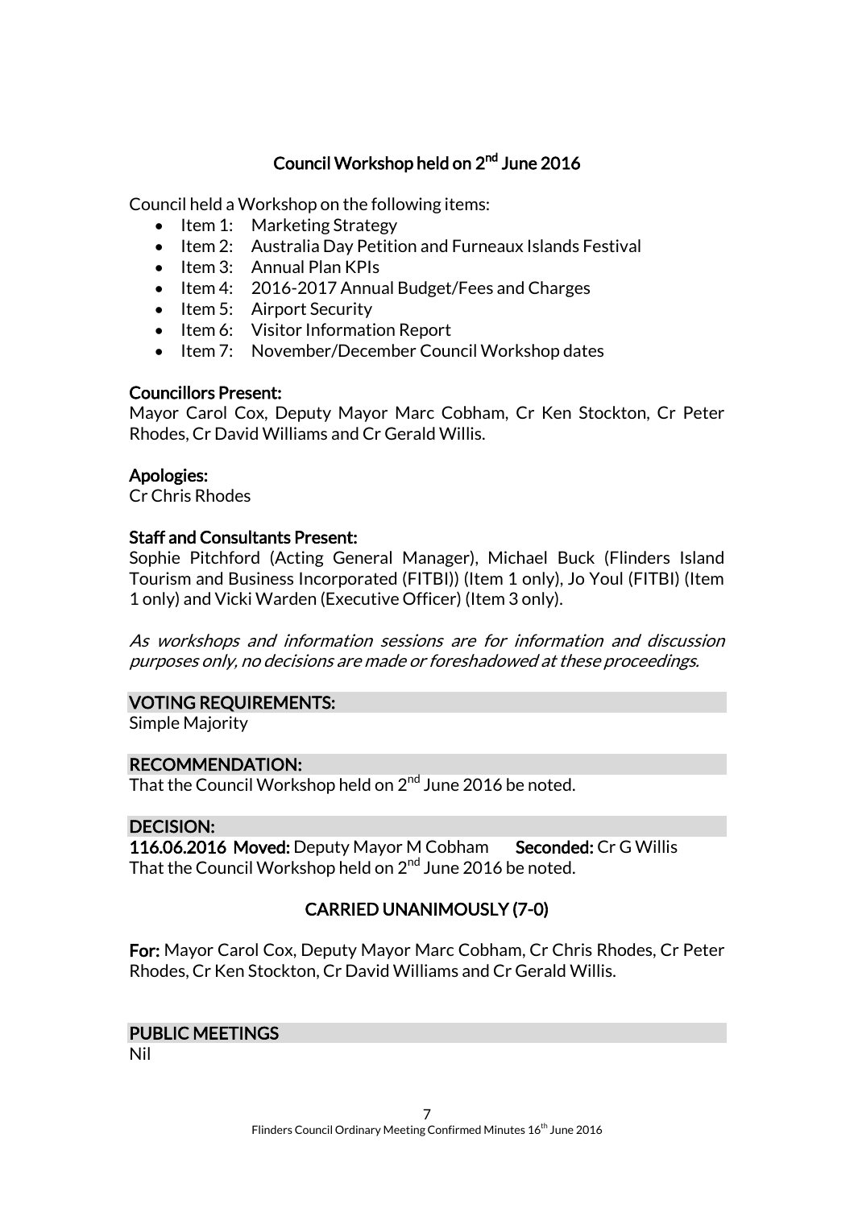## Council Workshop held on 2nd June 2016

Council held a Workshop on the following items:

- Item 1: Marketing Strategy
- Item 2: Australia Day Petition and Furneaux Islands Festival
- Item 3: Annual Plan KPIs
- Item 4: 2016-2017 Annual Budget/Fees and Charges
- Item 5: Airport Security
- Item 6: Visitor Information Report
- Item 7: November/December Council Workshop dates

**Councillors Present:**
Mayor Carol Cox, Deputy Mayor Marc Cobham, Cr Ken Stockton, Cr Peter Rhodes, Cr David Williams and Cr Gerald Willis.

**Apologies:**
Cr Chris Rhodes

**Staff and Consultants Present:**
Sophie Pitchford (Acting General Manager), Michael Buck (Flinders Island Tourism and Business Incorporated (FITBI)) (Item 1 only), Jo Youl (FITBI) (Item 1 only) and Vicki Warden (Executive Officer) (Item 3 only).

*As workshops and information sessions are for information and discussion purposes only, no decisions are made or foreshadowed at these proceedings.*

**VOTING REQUIREMENTS:**
Simple Majority

**RECOMMENDATION:**
That the Council Workshop held on 2nd June 2016 be noted.

**DECISION:**
**116.06.2016 Moved:** Deputy Mayor M Cobham **Seconded:** Cr G Willis
That the Council Workshop held on 2nd June 2016 be noted.

**CARRIED UNANIMOUSLY (7-0)**

**For:** Mayor Carol Cox, Deputy Mayor Marc Cobham, Cr Chris Rhodes, Cr Peter Rhodes, Cr Ken Stockton, Cr David Williams and Cr Gerald Willis.

**PUBLIC MEETINGS**
Nil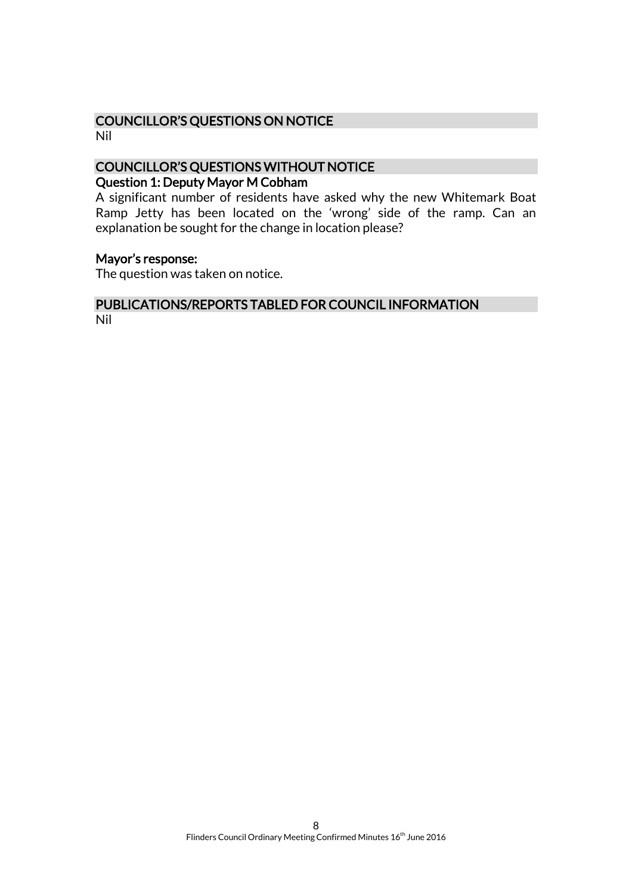## COUNCILLOR'S QUESTIONS ON NOTICE

Nil

## COUNCILLOR'S QUESTIONS WITHOUT NOTICE

### Question 1: Deputy Mayor M Cobham

A significant number of residents have asked why the new Whitemark Boat Ramp Jetty has been located on the 'wrong' side of the ramp. Can an explanation be sought for the change in location please?

### Mayor's response:

The question was taken on notice.

## PUBLICATIONS/REPORTS TABLED FOR COUNCIL INFORMATION

Nil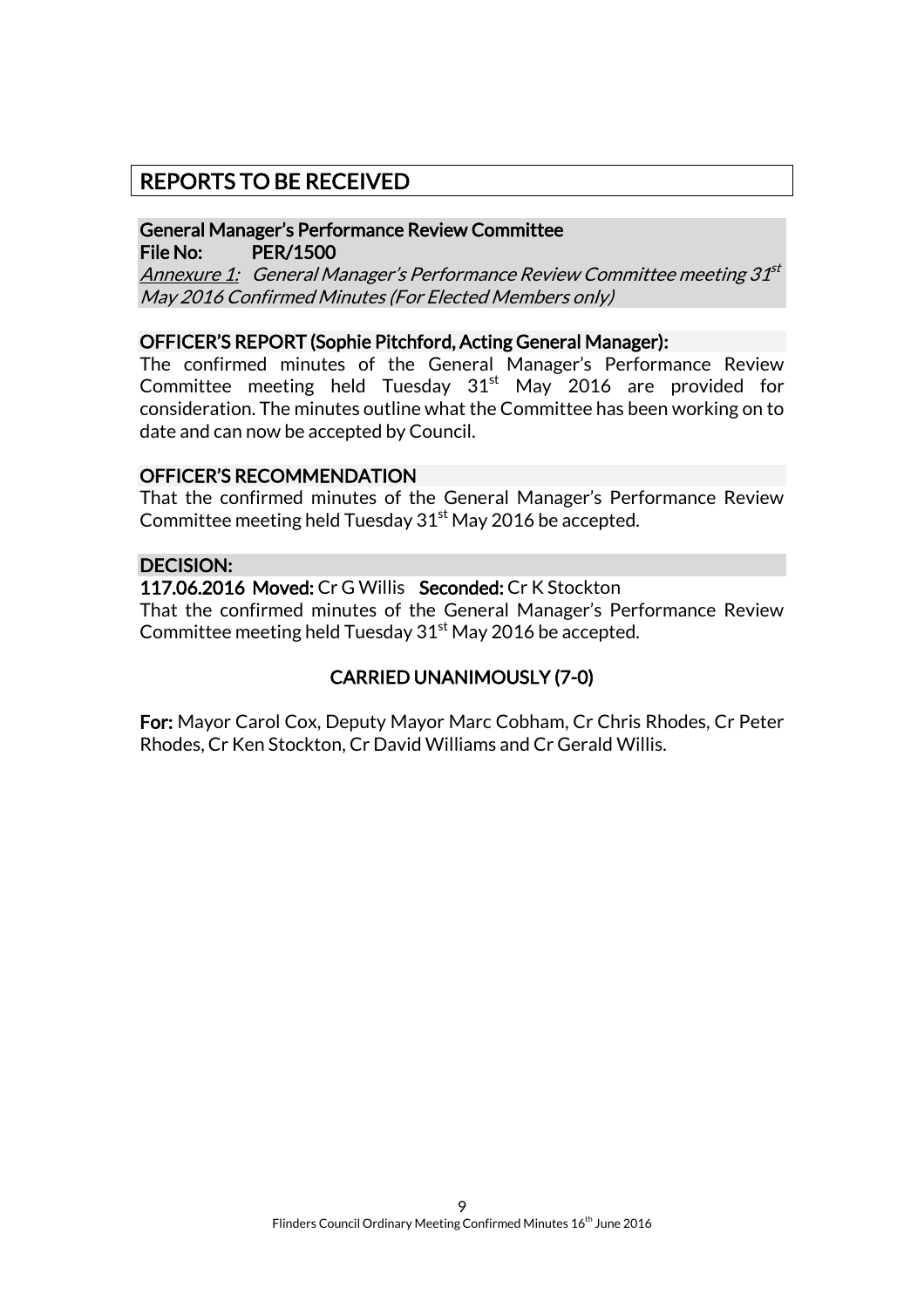# REPORTS TO BE RECEIVED

## General Manager's Performance Review Committee

**File No:** PER/1500

*Annexure 1: General Manager's Performance Review Committee meeting 31st May 2016 Confirmed Minutes (For Elected Members only)*

### OFFICER'S REPORT (Sophie Pitchford, Acting General Manager):

The confirmed minutes of the General Manager's Performance Review Committee meeting held Tuesday 31st May 2016 are provided for consideration. The minutes outline what the Committee has been working on to date and can now be accepted by Council.

### OFFICER'S RECOMMENDATION

That the confirmed minutes of the General Manager's Performance Review Committee meeting held Tuesday 31st May 2016 be accepted.

### DECISION:

**117.06.2016 Moved:** Cr G Willis **Seconded:** Cr K Stockton

That the confirmed minutes of the General Manager's Performance Review Committee meeting held Tuesday 31st May 2016 be accepted.

**CARRIED UNANIMOUSLY (7-0)**

**For:** Mayor Carol Cox, Deputy Mayor Marc Cobham, Cr Chris Rhodes, Cr Peter Rhodes, Cr Ken Stockton, Cr David Williams and Cr Gerald Willis.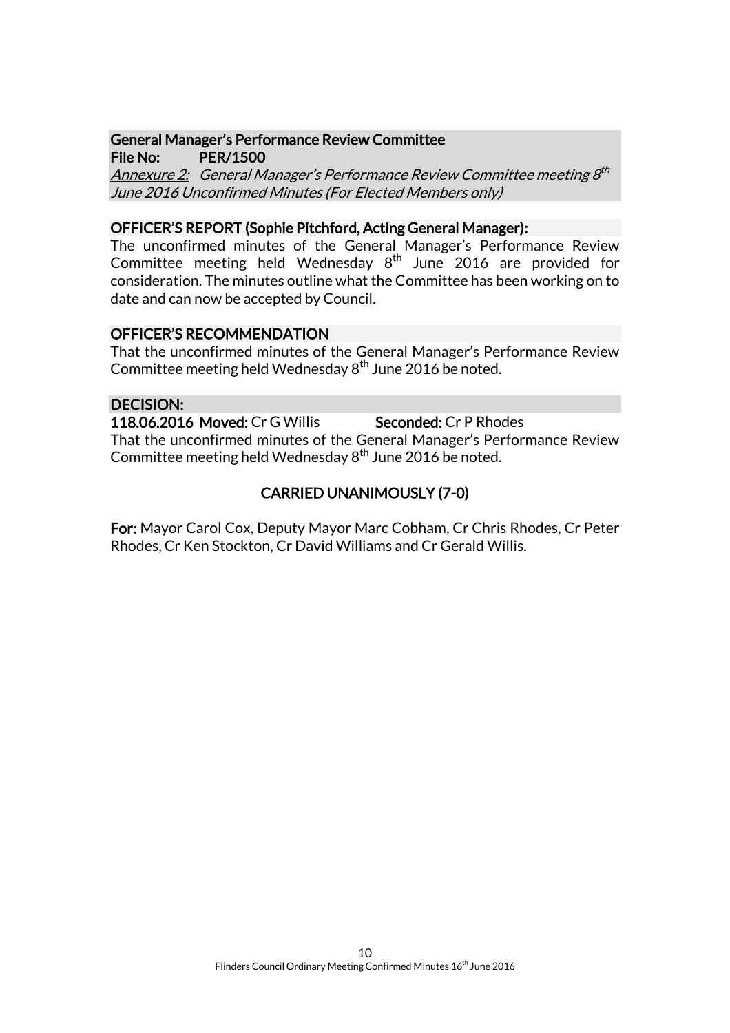**General Manager's Performance Review Committee**
**File No: PER/1500**
*Annexure 2: General Manager's Performance Review Committee meeting 8th June 2016 Unconfirmed Minutes (For Elected Members only)*

**OFFICER'S REPORT (Sophie Pitchford, Acting General Manager):**
The unconfirmed minutes of the General Manager's Performance Review Committee meeting held Wednesday 8th June 2016 are provided for consideration. The minutes outline what the Committee has been working on to date and can now be accepted by Council.

**OFFICER'S RECOMMENDATION**
That the unconfirmed minutes of the General Manager's Performance Review Committee meeting held Wednesday 8th June 2016 be noted.

**DECISION:**
**118.06.2016 Moved:** Cr G Willis **Seconded:** Cr P Rhodes
That the unconfirmed minutes of the General Manager's Performance Review Committee meeting held Wednesday 8th June 2016 be noted.

**CARRIED UNANIMOUSLY (7-0)**

**For:** Mayor Carol Cox, Deputy Mayor Marc Cobham, Cr Chris Rhodes, Cr Peter Rhodes, Cr Ken Stockton, Cr David Williams and Cr Gerald Willis.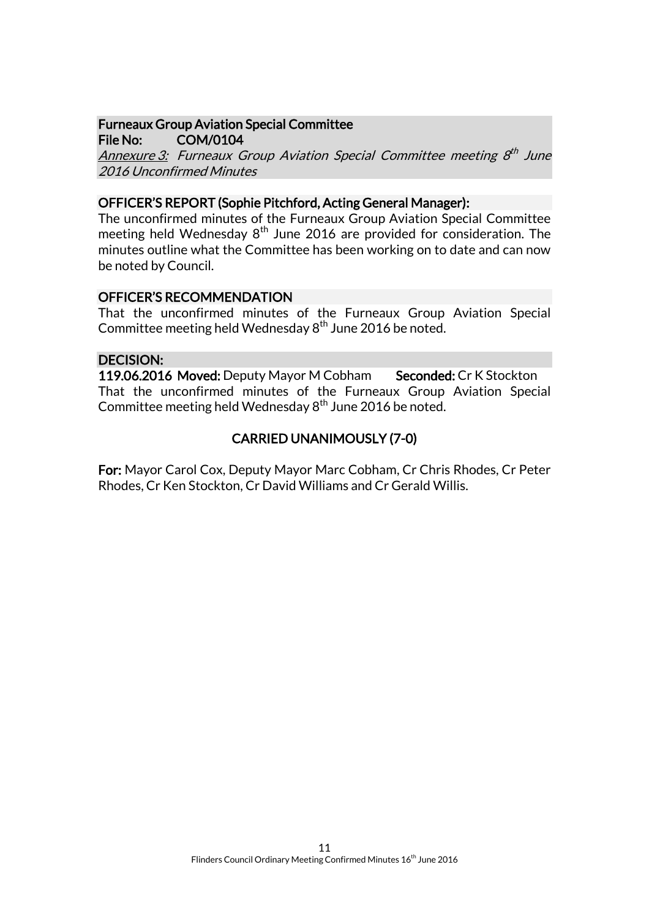**Furneaux Group Aviation Special Committee**
**File No: COM/0104**
*Annexure 3: Furneaux Group Aviation Special Committee meeting 8th June 2016 Unconfirmed Minutes*

**OFFICER'S REPORT (Sophie Pitchford, Acting General Manager):**
The unconfirmed minutes of the Furneaux Group Aviation Special Committee meeting held Wednesday 8th June 2016 are provided for consideration. The minutes outline what the Committee has been working on to date and can now be noted by Council.

**OFFICER'S RECOMMENDATION**
That the unconfirmed minutes of the Furneaux Group Aviation Special Committee meeting held Wednesday 8th June 2016 be noted.

**DECISION:**
**119.06.2016 Moved:** Deputy Mayor M Cobham **Seconded:** Cr K Stockton
That the unconfirmed minutes of the Furneaux Group Aviation Special Committee meeting held Wednesday 8th June 2016 be noted.

**CARRIED UNANIMOUSLY (7-0)**

**For:** Mayor Carol Cox, Deputy Mayor Marc Cobham, Cr Chris Rhodes, Cr Peter Rhodes, Cr Ken Stockton, Cr David Williams and Cr Gerald Willis.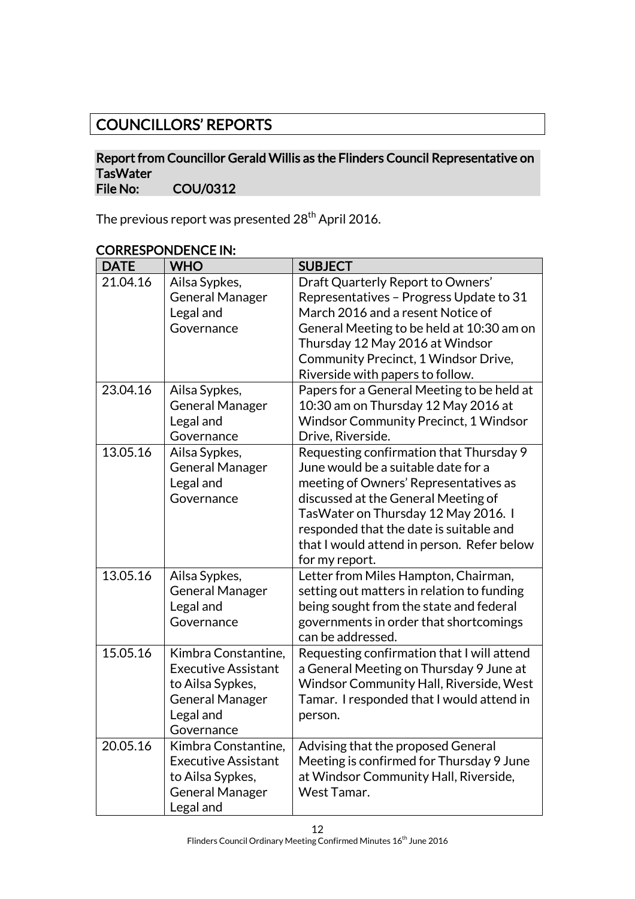# COUNCILLORS' REPORTS

## Report from Councillor Gerald Willis as the Flinders Council Representative on TasWater
**File No: COU/0312**

The previous report was presented 28th April 2016.

### CORRESPONDENCE IN:

| DATE | WHO | SUBJECT |
|---|---|---|
| 21.04.16 | Ailsa Sypkes, General Manager Legal and Governance | Draft Quarterly Report to Owners' Representatives – Progress Update to 31 March 2016 and a resent Notice of General Meeting to be held at 10:30 am on Thursday 12 May 2016 at Windsor Community Precinct, 1 Windsor Drive, Riverside with papers to follow. |
| 23.04.16 | Ailsa Sypkes, General Manager Legal and Governance | Papers for a General Meeting to be held at 10:30 am on Thursday 12 May 2016 at Windsor Community Precinct, 1 Windsor Drive, Riverside. |
| 13.05.16 | Ailsa Sypkes, General Manager Legal and Governance | Requesting confirmation that Thursday 9 June would be a suitable date for a meeting of Owners' Representatives as discussed at the General Meeting of TasWater on Thursday 12 May 2016. I responded that the date is suitable and that I would attend in person. Refer below for my report. |
| 13.05.16 | Ailsa Sypkes, General Manager Legal and Governance | Letter from Miles Hampton, Chairman, setting out matters in relation to funding being sought from the state and federal governments in order that shortcomings can be addressed. |
| 15.05.16 | Kimbra Constantine, Executive Assistant to Ailsa Sypkes, General Manager Legal and Governance | Requesting confirmation that I will attend a General Meeting on Thursday 9 June at Windsor Community Hall, Riverside, West Tamar. I responded that I would attend in person. |
| 20.05.16 | Kimbra Constantine, Executive Assistant to Ailsa Sypkes, General Manager Legal and | Advising that the proposed General Meeting is confirmed for Thursday 9 June at Windsor Community Hall, Riverside, West Tamar. |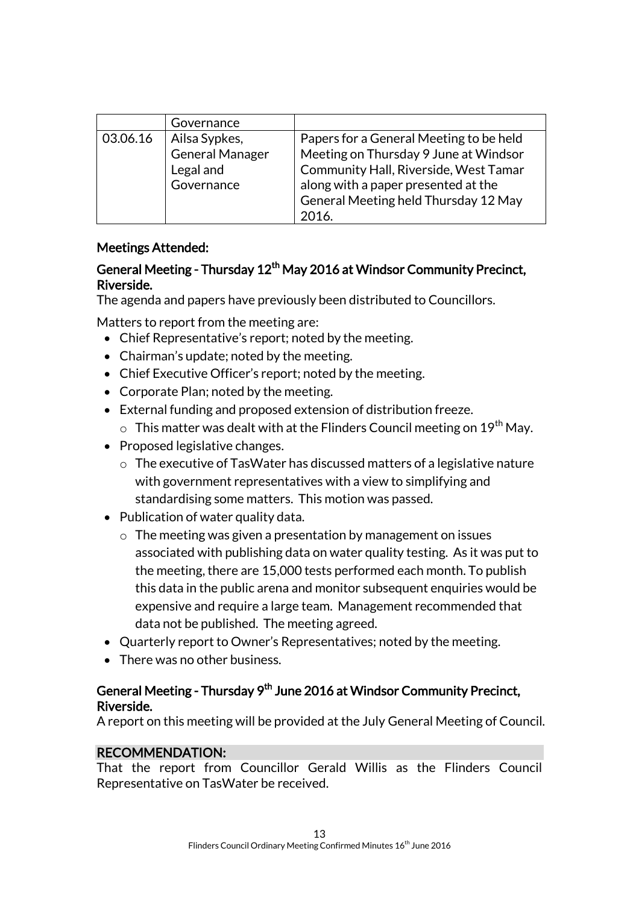| | Governance | |
|---|---|---|
| 03.06.16 | Ailsa Sypkes, General Manager Legal and Governance | Papers for a General Meeting to be held Meeting on Thursday 9 June at Windsor Community Hall, Riverside, West Tamar along with a paper presented at the General Meeting held Thursday 12 May 2016. |

**Meetings Attended:**

**General Meeting - Thursday 12th May 2016 at Windsor Community Precinct, Riverside.**

The agenda and papers have previously been distributed to Councillors.

Matters to report from the meeting are:

- Chief Representative's report; noted by the meeting.
- Chairman's update; noted by the meeting.
- Chief Executive Officer's report; noted by the meeting.
- Corporate Plan; noted by the meeting.
- External funding and proposed extension of distribution freeze.
  - This matter was dealt with at the Flinders Council meeting on 19th May.
- Proposed legislative changes.
  - The executive of TasWater has discussed matters of a legislative nature with government representatives with a view to simplifying and standardising some matters. This motion was passed.
- Publication of water quality data.
  - The meeting was given a presentation by management on issues associated with publishing data on water quality testing. As it was put to the meeting, there are 15,000 tests performed each month. To publish this data in the public arena and monitor subsequent enquiries would be expensive and require a large team. Management recommended that data not be published. The meeting agreed.
- Quarterly report to Owner's Representatives; noted by the meeting.
- There was no other business.

**General Meeting - Thursday 9th June 2016 at Windsor Community Precinct, Riverside.**

A report on this meeting will be provided at the July General Meeting of Council.

**RECOMMENDATION:**

That the report from Councillor Gerald Willis as the Flinders Council Representative on TasWater be received.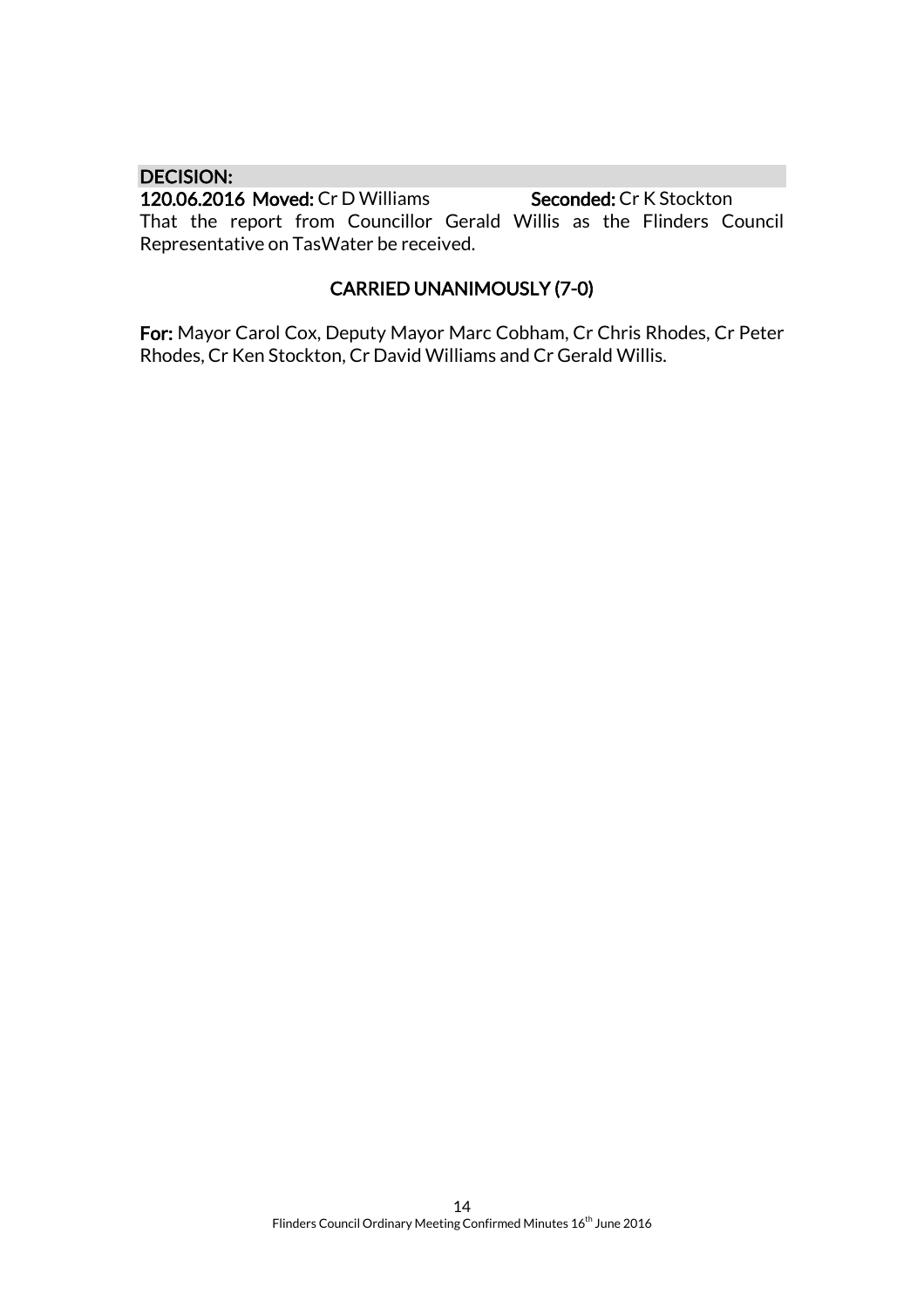**DECISION:**

**120.06.2016 Moved:** Cr D Williams **Seconded:** Cr K Stockton

That the report from Councillor Gerald Willis as the Flinders Council Representative on TasWater be received.

**CARRIED UNANIMOUSLY (7-0)**

**For:** Mayor Carol Cox, Deputy Mayor Marc Cobham, Cr Chris Rhodes, Cr Peter Rhodes, Cr Ken Stockton, Cr David Williams and Cr Gerald Willis.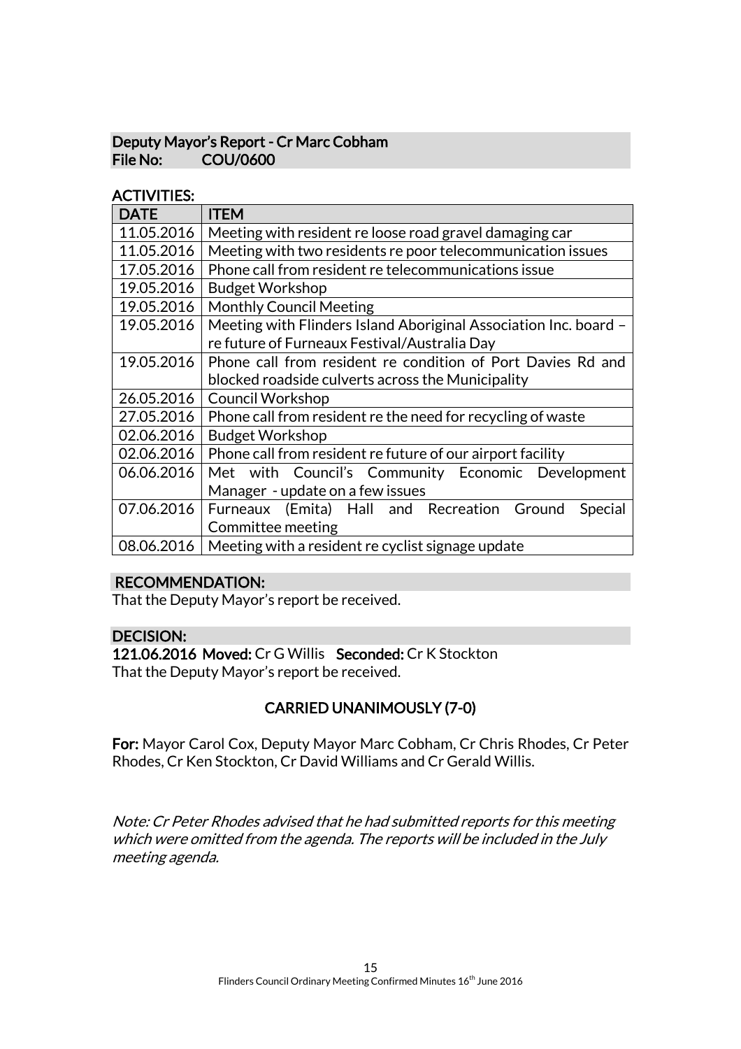## Deputy Mayor's Report - Cr Marc Cobham
**File No: COU/0600**

### ACTIVITIES:

| DATE | ITEM |
|---|---|
| 11.05.2016 | Meeting with resident re loose road gravel damaging car |
| 11.05.2016 | Meeting with two residents re poor telecommunication issues |
| 17.05.2016 | Phone call from resident re telecommunications issue |
| 19.05.2016 | Budget Workshop |
| 19.05.2016 | Monthly Council Meeting |
| 19.05.2016 | Meeting with Flinders Island Aboriginal Association Inc. board – re future of Furneaux Festival/Australia Day |
| 19.05.2016 | Phone call from resident re condition of Port Davies Rd and blocked roadside culverts across the Municipality |
| 26.05.2016 | Council Workshop |
| 27.05.2016 | Phone call from resident re the need for recycling of waste |
| 02.06.2016 | Budget Workshop |
| 02.06.2016 | Phone call from resident re future of our airport facility |
| 06.06.2016 | Met with Council's Community Economic Development Manager - update on a few issues |
| 07.06.2016 | Furneaux (Emita) Hall and Recreation Ground Special Committee meeting |
| 08.06.2016 | Meeting with a resident re cyclist signage update |

### RECOMMENDATION:

That the Deputy Mayor's report be received.

### DECISION:

**121.06.2016 Moved:** Cr G Willis **Seconded:** Cr K Stockton

That the Deputy Mayor's report be received.

**CARRIED UNANIMOUSLY (7-0)**

**For:** Mayor Carol Cox, Deputy Mayor Marc Cobham, Cr Chris Rhodes, Cr Peter Rhodes, Cr Ken Stockton, Cr David Williams and Cr Gerald Willis.

*Note: Cr Peter Rhodes advised that he had submitted reports for this meeting which were omitted from the agenda. The reports will be included in the July meeting agenda.*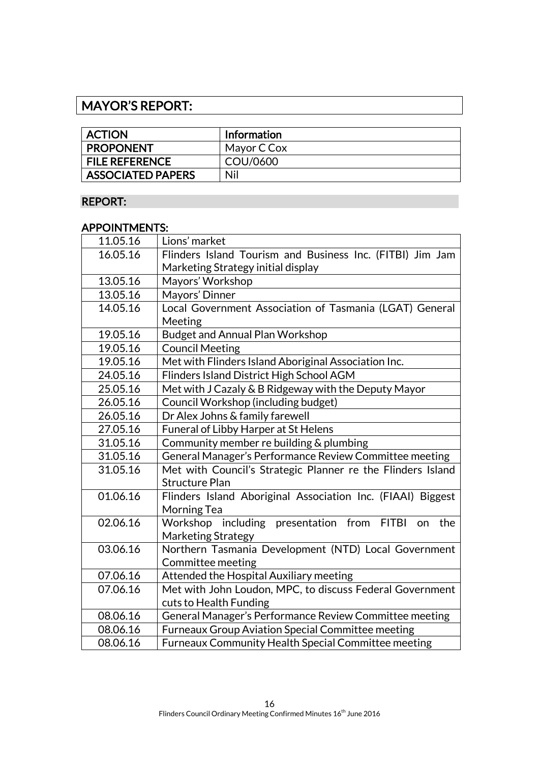# MAYOR'S REPORT:

| ACTION | Information |
|---|---|
| PROPONENT | Mayor C Cox |
| FILE REFERENCE | COU/0600 |
| ASSOCIATED PAPERS | Nil |

## REPORT:

### APPOINTMENTS:

| | |
|---|---|
| 11.05.16 | Lions' market |
| 16.05.16 | Flinders Island Tourism and Business Inc. (FITBI) Jim Jam Marketing Strategy initial display |
| 13.05.16 | Mayors' Workshop |
| 13.05.16 | Mayors' Dinner |
| 14.05.16 | Local Government Association of Tasmania (LGAT) General Meeting |
| 19.05.16 | Budget and Annual Plan Workshop |
| 19.05.16 | Council Meeting |
| 19.05.16 | Met with Flinders Island Aboriginal Association Inc. |
| 24.05.16 | Flinders Island District High School AGM |
| 25.05.16 | Met with J Cazaly & B Ridgeway with the Deputy Mayor |
| 26.05.16 | Council Workshop (including budget) |
| 26.05.16 | Dr Alex Johns & family farewell |
| 27.05.16 | Funeral of Libby Harper at St Helens |
| 31.05.16 | Community member re building & plumbing |
| 31.05.16 | General Manager's Performance Review Committee meeting |
| 31.05.16 | Met with Council's Strategic Planner re the Flinders Island Structure Plan |
| 01.06.16 | Flinders Island Aboriginal Association Inc. (FIAAI) Biggest Morning Tea |
| 02.06.16 | Workshop including presentation from FITBI on the Marketing Strategy |
| 03.06.16 | Northern Tasmania Development (NTD) Local Government Committee meeting |
| 07.06.16 | Attended the Hospital Auxiliary meeting |
| 07.06.16 | Met with John Loudon, MPC, to discuss Federal Government cuts to Health Funding |
| 08.06.16 | General Manager's Performance Review Committee meeting |
| 08.06.16 | Furneaux Group Aviation Special Committee meeting |
| 08.06.16 | Furneaux Community Health Special Committee meeting |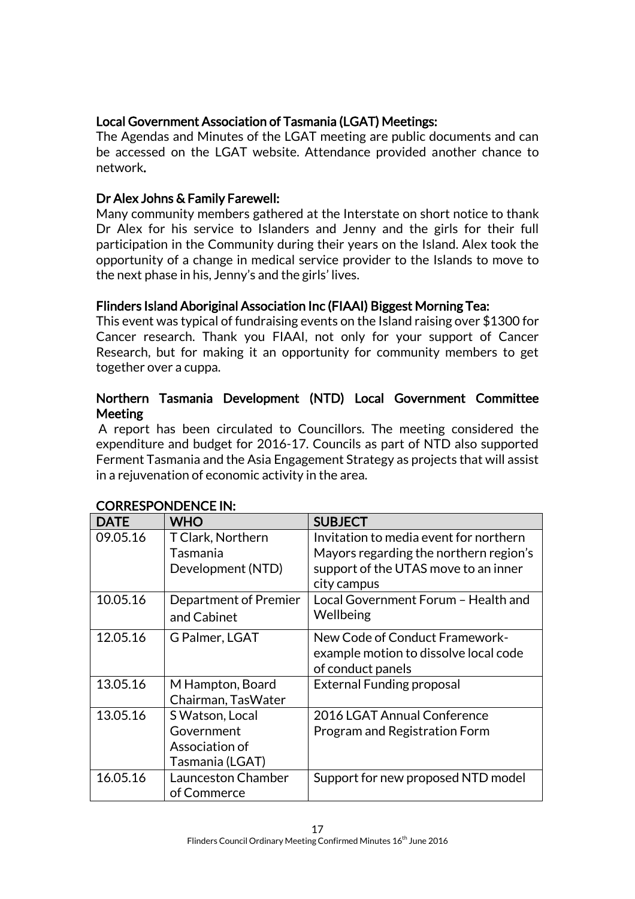### Local Government Association of Tasmania (LGAT) Meetings:

The Agendas and Minutes of the LGAT meeting are public documents and can be accessed on the LGAT website. Attendance provided another chance to network.

### Dr Alex Johns & Family Farewell:

Many community members gathered at the Interstate on short notice to thank Dr Alex for his service to Islanders and Jenny and the girls for their full participation in the Community during their years on the Island. Alex took the opportunity of a change in medical service provider to the Islands to move to the next phase in his, Jenny's and the girls' lives.

### Flinders Island Aboriginal Association Inc (FIAAI) Biggest Morning Tea:

This event was typical of fundraising events on the Island raising over $1300 for Cancer research. Thank you FIAAI, not only for your support of Cancer Research, but for making it an opportunity for community members to get together over a cuppa.

### Northern Tasmania Development (NTD) Local Government Committee Meeting

A report has been circulated to Councillors. The meeting considered the expenditure and budget for 2016-17. Councils as part of NTD also supported Ferment Tasmania and the Asia Engagement Strategy as projects that will assist in a rejuvenation of economic activity in the area.

### CORRESPONDENCE IN:

| DATE | WHO | SUBJECT |
|---|---|---|
| 09.05.16 | T Clark, Northern Tasmania Development (NTD) | Invitation to media event for northern Mayors regarding the northern region's support of the UTAS move to an inner city campus |
| 10.05.16 | Department of Premier and Cabinet | Local Government Forum – Health and Wellbeing |
| 12.05.16 | G Palmer, LGAT | New Code of Conduct Framework- example motion to dissolve local code of conduct panels |
| 13.05.16 | M Hampton, Board Chairman, TasWater | External Funding proposal |
| 13.05.16 | S Watson, Local Government Association of Tasmania (LGAT) | 2016 LGAT Annual Conference Program and Registration Form |
| 16.05.16 | Launceston Chamber of Commerce | Support for new proposed NTD model |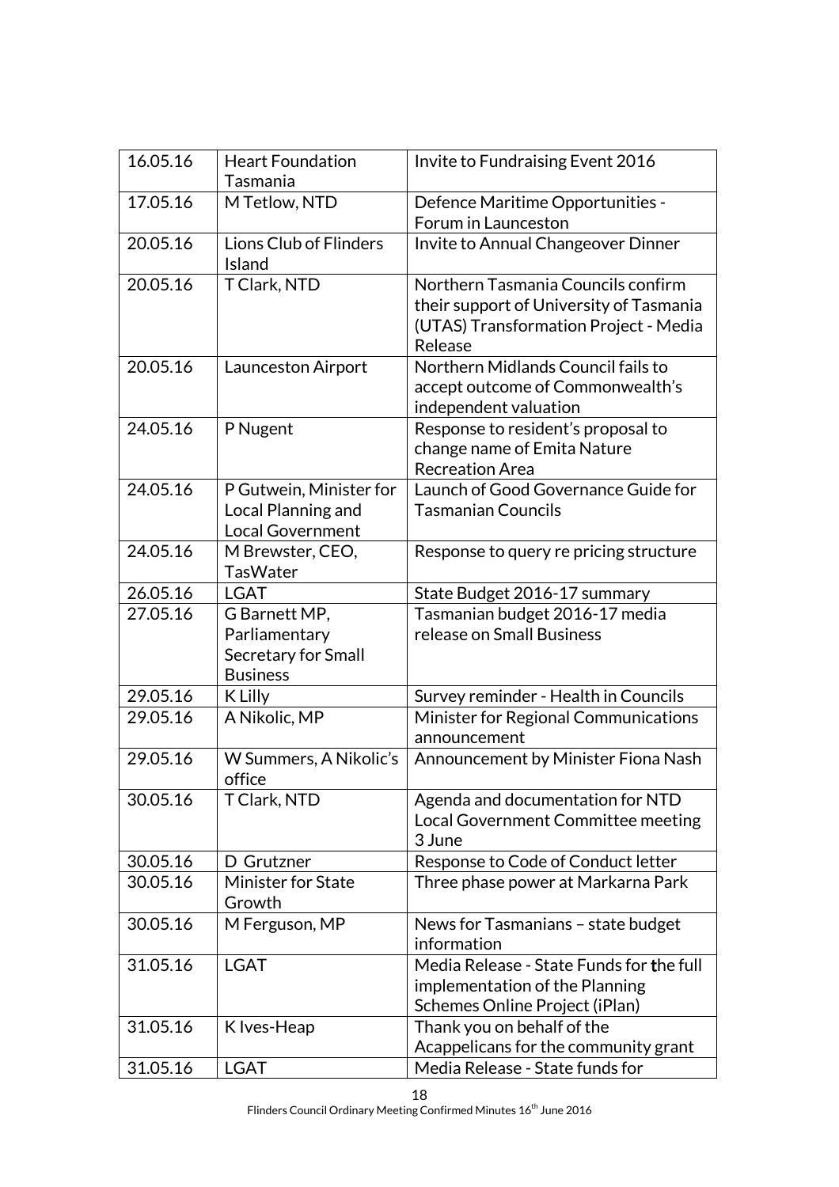| 16.05.16 | Heart Foundation Tasmania | Invite to Fundraising Event 2016 |
|---|---|---|
| 17.05.16 | M Tetlow, NTD | Defence Maritime Opportunities - Forum in Launceston |
| 20.05.16 | Lions Club of Flinders Island | Invite to Annual Changeover Dinner |
| 20.05.16 | T Clark, NTD | Northern Tasmania Councils confirm their support of University of Tasmania (UTAS) Transformation Project - Media Release |
| 20.05.16 | Launceston Airport | Northern Midlands Council fails to accept outcome of Commonwealth's independent valuation |
| 24.05.16 | P Nugent | Response to resident's proposal to change name of Emita Nature Recreation Area |
| 24.05.16 | P Gutwein, Minister for Local Planning and Local Government | Launch of Good Governance Guide for Tasmanian Councils |
| 24.05.16 | M Brewster, CEO, TasWater | Response to query re pricing structure |
| 26.05.16 | LGAT | State Budget 2016-17 summary |
| 27.05.16 | G Barnett MP, Parliamentary Secretary for Small Business | Tasmanian budget 2016-17 media release on Small Business |
| 29.05.16 | K Lilly | Survey reminder - Health in Councils |
| 29.05.16 | A Nikolic, MP | Minister for Regional Communications announcement |
| 29.05.16 | W Summers, A Nikolic's office | Announcement by Minister Fiona Nash |
| 30.05.16 | T Clark, NTD | Agenda and documentation for NTD Local Government Committee meeting 3 June |
| 30.05.16 | D Grutzner | Response to Code of Conduct letter |
| 30.05.16 | Minister for State Growth | Three phase power at Markarna Park |
| 30.05.16 | M Ferguson, MP | News for Tasmanians – state budget information |
| 31.05.16 | LGAT | Media Release - State Funds for the full implementation of the Planning Schemes Online Project (iPlan) |
| 31.05.16 | K Ives-Heap | Thank you on behalf of the Acappelicans for the community grant |
| 31.05.16 | LGAT | Media Release - State funds for |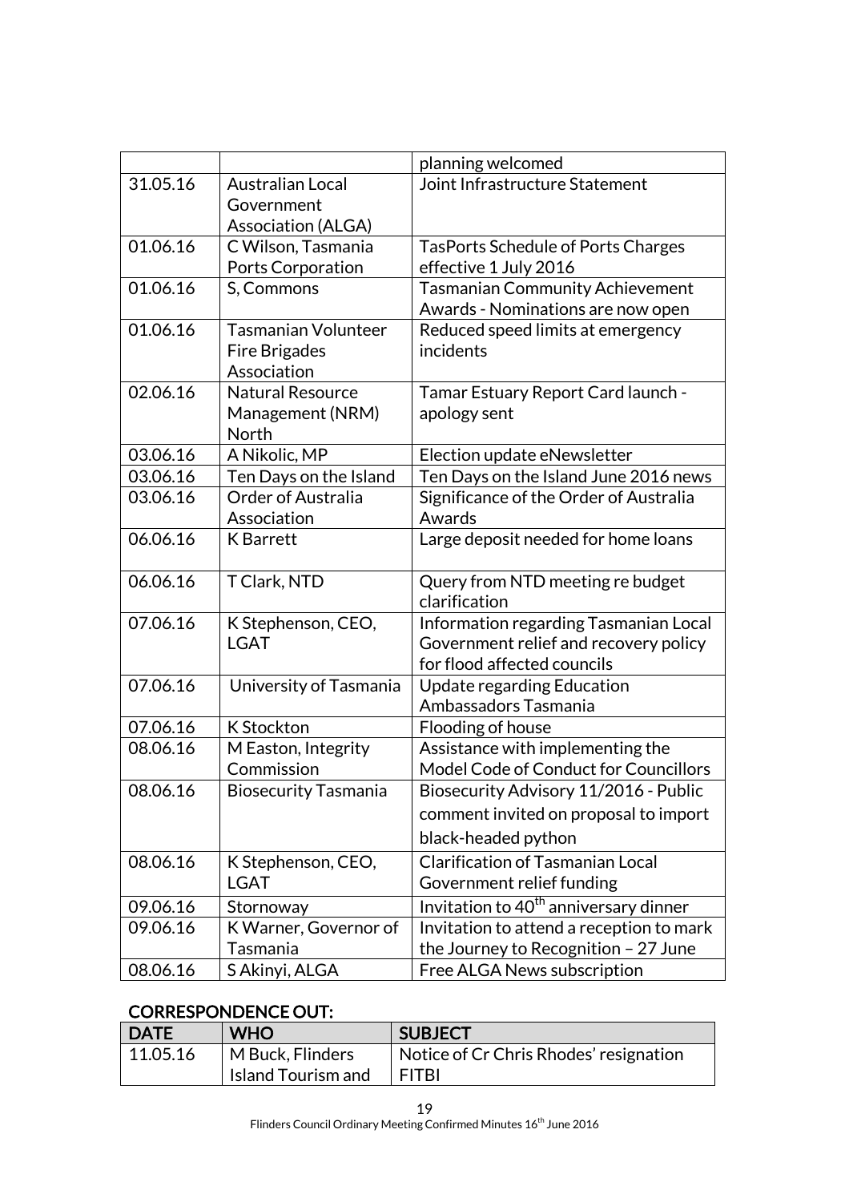| | | planning welcomed |
|---|---|---|
| 31.05.16 | Australian Local Government Association (ALGA) | Joint Infrastructure Statement |
| 01.06.16 | C Wilson, Tasmania Ports Corporation | TasPorts Schedule of Ports Charges effective 1 July 2016 |
| 01.06.16 | S, Commons | Tasmanian Community Achievement Awards - Nominations are now open |
| 01.06.16 | Tasmanian Volunteer Fire Brigades Association | Reduced speed limits at emergency incidents |
| 02.06.16 | Natural Resource Management (NRM) North | Tamar Estuary Report Card launch - apology sent |
| 03.06.16 | A Nikolic, MP | Election update eNewsletter |
| 03.06.16 | Ten Days on the Island | Ten Days on the Island June 2016 news |
| 03.06.16 | Order of Australia Association | Significance of the Order of Australia Awards |
| 06.06.16 | K Barrett | Large deposit needed for home loans |
| 06.06.16 | T Clark, NTD | Query from NTD meeting re budget clarification |
| 07.06.16 | K Stephenson, CEO, LGAT | Information regarding Tasmanian Local Government relief and recovery policy for flood affected councils |
| 07.06.16 | University of Tasmania | Update regarding Education Ambassadors Tasmania |
| 07.06.16 | K Stockton | Flooding of house |
| 08.06.16 | M Easton, Integrity Commission | Assistance with implementing the Model Code of Conduct for Councillors |
| 08.06.16 | Biosecurity Tasmania | Biosecurity Advisory 11/2016 - Public comment invited on proposal to import black-headed python |
| 08.06.16 | K Stephenson, CEO, LGAT | Clarification of Tasmanian Local Government relief funding |
| 09.06.16 | Stornoway | Invitation to 40th anniversary dinner |
| 09.06.16 | K Warner, Governor of Tasmania | Invitation to attend a reception to mark the Journey to Recognition – 27 June |
| 08.06.16 | S Akinyi, ALGA | Free ALGA News subscription |

## CORRESPONDENCE OUT:

| DATE | WHO | SUBJECT |
|---|---|---|
| 11.05.16 | M Buck, Flinders Island Tourism and | Notice of Cr Chris Rhodes' resignation FITBI |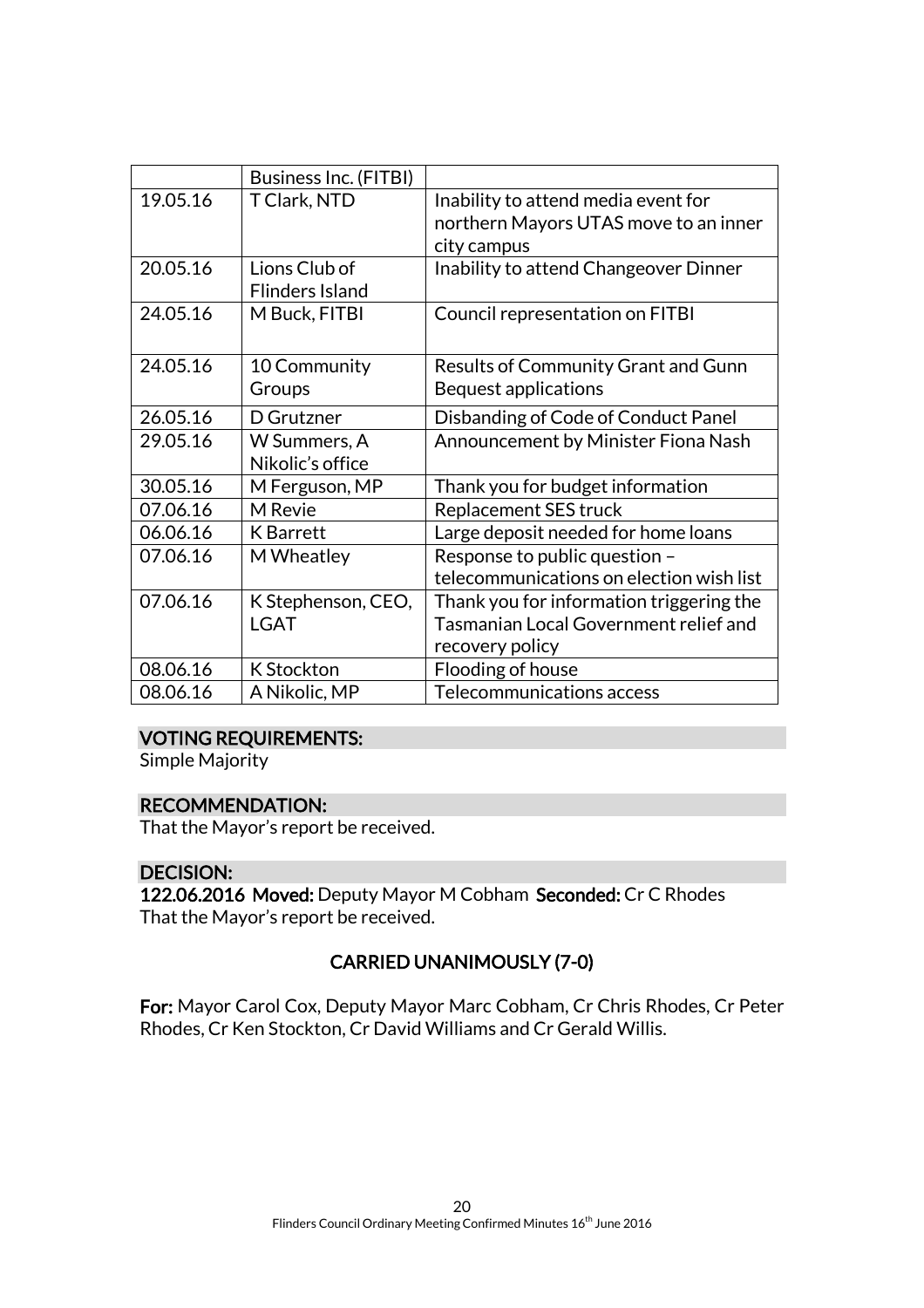|  |  |  |
|---|---|---|
|  | Business Inc. (FITBI) |  |
| 19.05.16 | T Clark, NTD | Inability to attend media event for northern Mayors UTAS move to an inner city campus |
| 20.05.16 | Lions Club of Flinders Island | Inability to attend Changeover Dinner |
| 24.05.16 | M Buck, FITBI | Council representation on FITBI |
| 24.05.16 | 10 Community Groups | Results of Community Grant and Gunn Bequest applications |
| 26.05.16 | D Grutzner | Disbanding of Code of Conduct Panel |
| 29.05.16 | W Summers, A Nikolic's office | Announcement by Minister Fiona Nash |
| 30.05.16 | M Ferguson, MP | Thank you for budget information |
| 07.06.16 | M Revie | Replacement SES truck |
| 06.06.16 | K Barrett | Large deposit needed for home loans |
| 07.06.16 | M Wheatley | Response to public question – telecommunications on election wish list |
| 07.06.16 | K Stephenson, CEO, LGAT | Thank you for information triggering the Tasmanian Local Government relief and recovery policy |
| 08.06.16 | K Stockton | Flooding of house |
| 08.06.16 | A Nikolic, MP | Telecommunications access |

### VOTING REQUIREMENTS:

Simple Majority

### RECOMMENDATION:

That the Mayor's report be received.

### DECISION:

**122.06.2016 Moved:** Deputy Mayor M Cobham **Seconded:** Cr C Rhodes
That the Mayor's report be received.

**CARRIED UNANIMOUSLY (7-0)**

**For:** Mayor Carol Cox, Deputy Mayor Marc Cobham, Cr Chris Rhodes, Cr Peter Rhodes, Cr Ken Stockton, Cr David Williams and Cr Gerald Willis.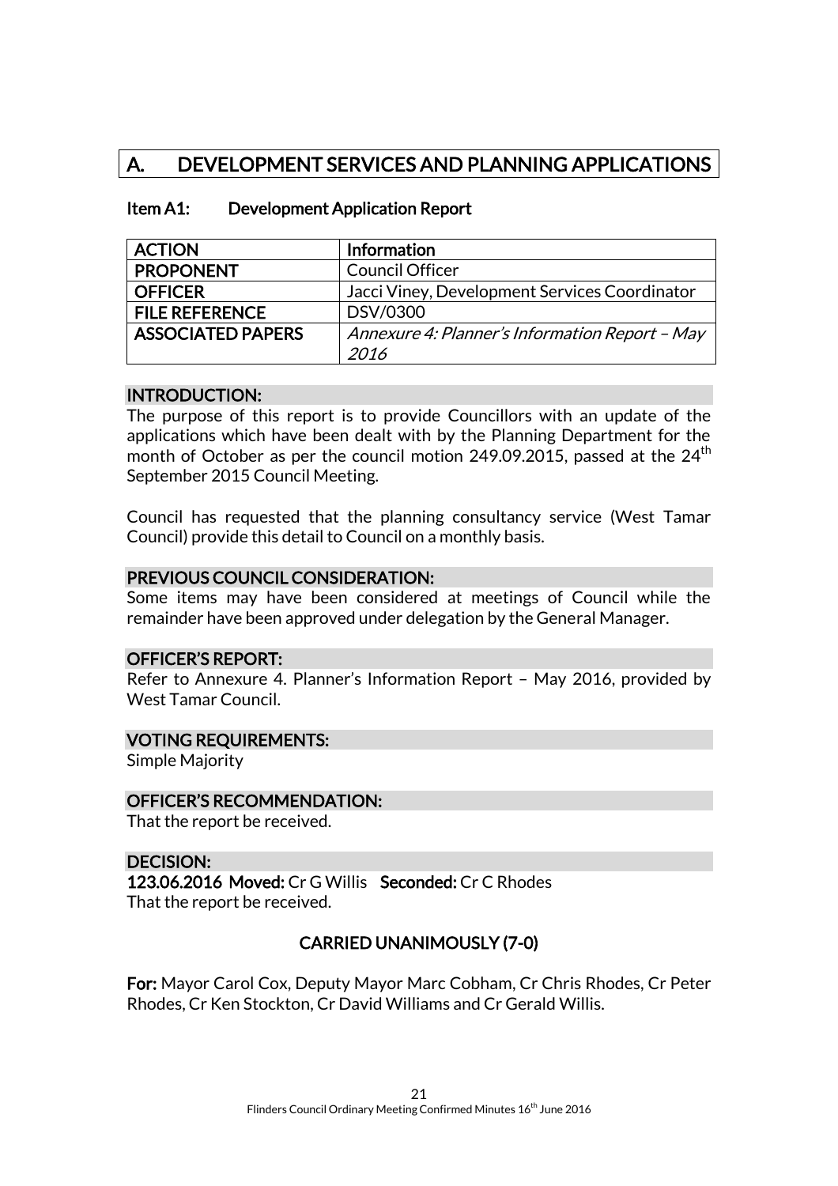# A. DEVELOPMENT SERVICES AND PLANNING APPLICATIONS

## Item A1: Development Application Report

| ACTION | Information |
| --- | --- |
| PROPONENT | Council Officer |
| OFFICER | Jacci Viney, Development Services Coordinator |
| FILE REFERENCE | DSV/0300 |
| ASSOCIATED PAPERS | *Annexure 4: Planner's Information Report – May 2016* |

### INTRODUCTION:

The purpose of this report is to provide Councillors with an update of the applications which have been dealt with by the Planning Department for the month of October as per the council motion 249.09.2015, passed at the 24th September 2015 Council Meeting.

Council has requested that the planning consultancy service (West Tamar Council) provide this detail to Council on a monthly basis.

### PREVIOUS COUNCIL CONSIDERATION:

Some items may have been considered at meetings of Council while the remainder have been approved under delegation by the General Manager.

### OFFICER'S REPORT:

Refer to Annexure 4. Planner's Information Report – May 2016, provided by West Tamar Council.

### VOTING REQUIREMENTS:

Simple Majority

### OFFICER'S RECOMMENDATION:

That the report be received.

### DECISION:

**123.06.2016 Moved:** Cr G Willis **Seconded:** Cr C Rhodes
That the report be received.

**CARRIED UNANIMOUSLY (7-0)**

**For:** Mayor Carol Cox, Deputy Mayor Marc Cobham, Cr Chris Rhodes, Cr Peter Rhodes, Cr Ken Stockton, Cr David Williams and Cr Gerald Willis.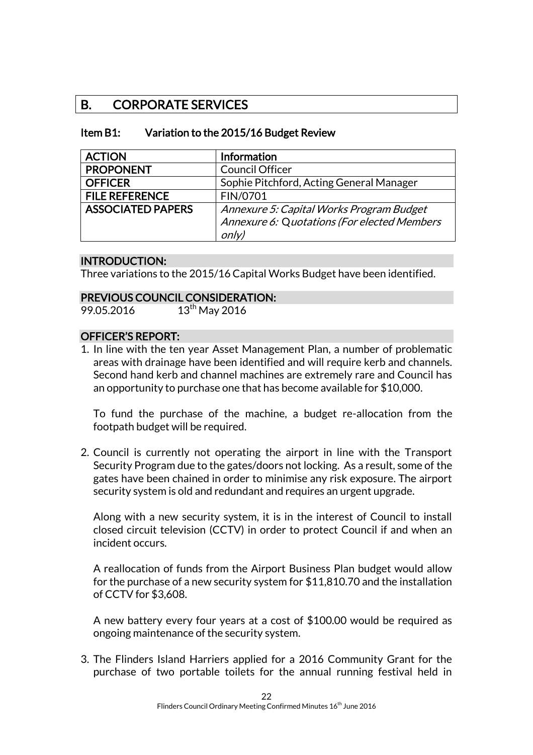## B. CORPORATE SERVICES

### Item B1: Variation to the 2015/16 Budget Review

| ACTION | Information |
| --- | --- |
| PROPONENT | Council Officer |
| OFFICER | Sophie Pitchford, Acting General Manager |
| FILE REFERENCE | FIN/0701 |
| ASSOCIATED PAPERS | *Annexure 5: Capital Works Program Budget*<br>*Annexure 6: Quotations (For elected Members only)* |

#### INTRODUCTION:

Three variations to the 2015/16 Capital Works Budget have been identified.

#### PREVIOUS COUNCIL CONSIDERATION:

99.05.2016 13th May 2016

#### OFFICER'S REPORT:

1. In line with the ten year Asset Management Plan, a number of problematic areas with drainage have been identified and will require kerb and channels. Second hand kerb and channel machines are extremely rare and Council has an opportunity to purchase one that has become available for $10,000.

   To fund the purchase of the machine, a budget re-allocation from the footpath budget will be required.

2. Council is currently not operating the airport in line with the Transport Security Program due to the gates/doors not locking. As a result, some of the gates have been chained in order to minimise any risk exposure. The airport security system is old and redundant and requires an urgent upgrade.

   Along with a new security system, it is in the interest of Council to install closed circuit television (CCTV) in order to protect Council if and when an incident occurs.

   A reallocation of funds from the Airport Business Plan budget would allow for the purchase of a new security system for $11,810.70 and the installation of CCTV for $3,608.

   A new battery every four years at a cost of $100.00 would be required as ongoing maintenance of the security system.

3. The Flinders Island Harriers applied for a 2016 Community Grant for the purchase of two portable toilets for the annual running festival held in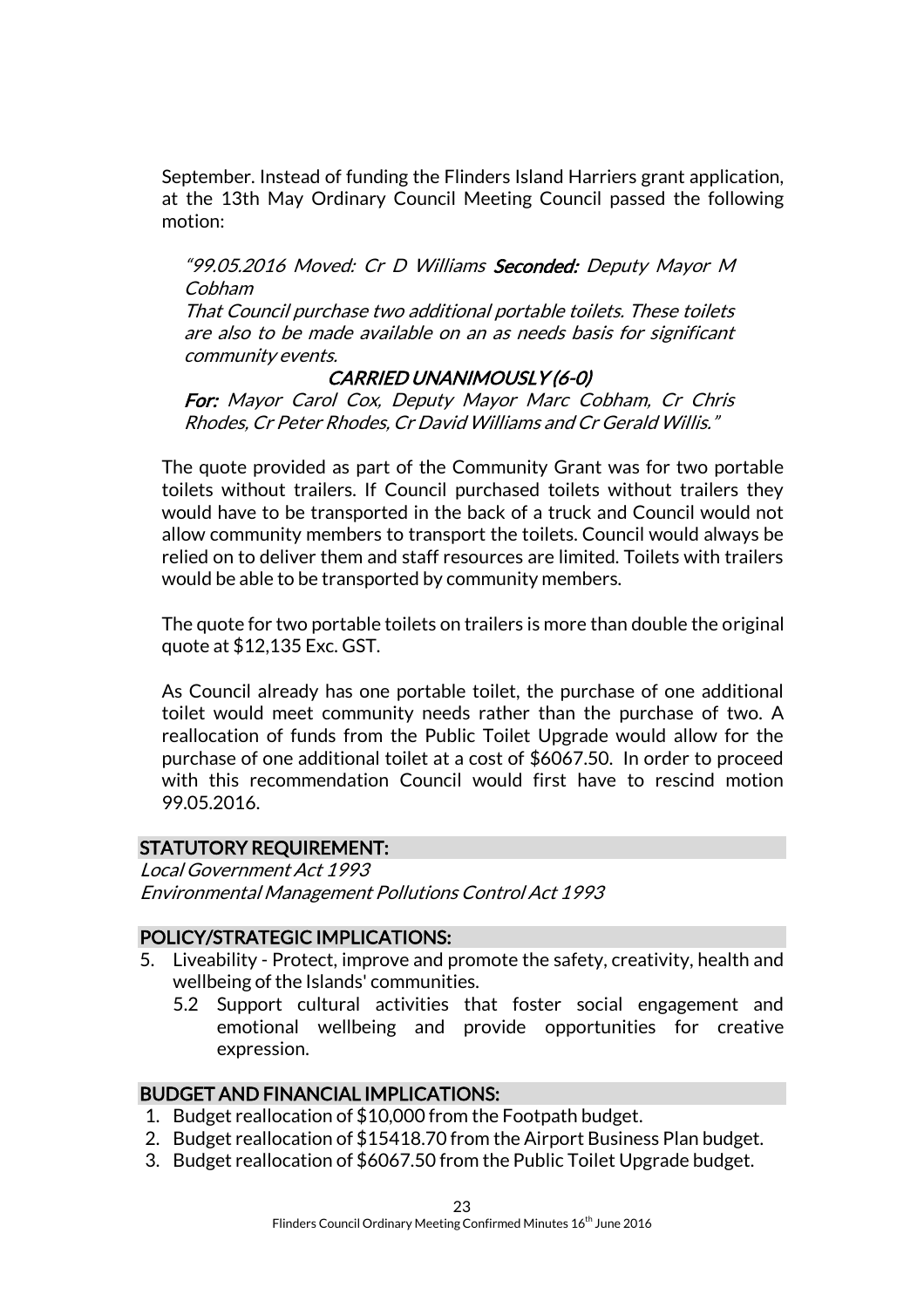September. Instead of funding the Flinders Island Harriers grant application, at the 13th May Ordinary Council Meeting Council passed the following motion:

> *"99.05.2016 Moved: Cr D Williams* ***Seconded:*** *Deputy Mayor M Cobham*
>
> *That Council purchase two additional portable toilets. These toilets are also to be made available on an as needs basis for significant community events.*
>
> *CARRIED UNANIMOUSLY (6-0)*
>
> ***For:*** *Mayor Carol Cox, Deputy Mayor Marc Cobham, Cr Chris Rhodes, Cr Peter Rhodes, Cr David Williams and Cr Gerald Willis."*

The quote provided as part of the Community Grant was for two portable toilets without trailers. If Council purchased toilets without trailers they would have to be transported in the back of a truck and Council would not allow community members to transport the toilets. Council would always be relied on to deliver them and staff resources are limited. Toilets with trailers would be able to be transported by community members.

The quote for two portable toilets on trailers is more than double the original quote at $12,135 Exc. GST.

As Council already has one portable toilet, the purchase of one additional toilet would meet community needs rather than the purchase of two. A reallocation of funds from the Public Toilet Upgrade would allow for the purchase of one additional toilet at a cost of $6067.50. In order to proceed with this recommendation Council would first have to rescind motion 99.05.2016.

## STATUTORY REQUIREMENT:

*Local Government Act 1993*
*Environmental Management Pollutions Control Act 1993*

## POLICY/STRATEGIC IMPLICATIONS:

5. Liveability - Protect, improve and promote the safety, creativity, health and wellbeing of the Islands' communities.
   5.2 Support cultural activities that foster social engagement and emotional wellbeing and provide opportunities for creative expression.

## BUDGET AND FINANCIAL IMPLICATIONS:

1. Budget reallocation of $10,000 from the Footpath budget.
2. Budget reallocation of $15418.70 from the Airport Business Plan budget.
3. Budget reallocation of $6067.50 from the Public Toilet Upgrade budget.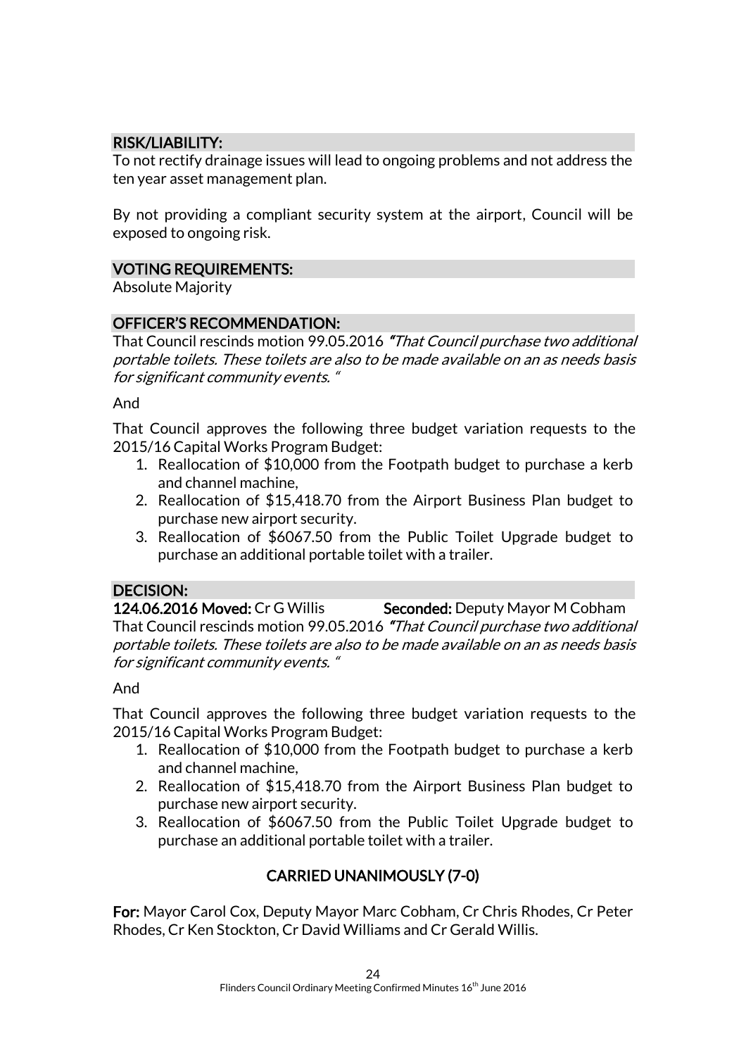## RISK/LIABILITY:

To not rectify drainage issues will lead to ongoing problems and not address the ten year asset management plan.

By not providing a compliant security system at the airport, Council will be exposed to ongoing risk.

## VOTING REQUIREMENTS:

Absolute Majority

## OFFICER'S RECOMMENDATION:

That Council rescinds motion 99.05.2016 *"That Council purchase two additional portable toilets. These toilets are also to be made available on an as needs basis for significant community events. "*

And

That Council approves the following three budget variation requests to the 2015/16 Capital Works Program Budget:

1. Reallocation of $10,000 from the Footpath budget to purchase a kerb and channel machine,
2. Reallocation of $15,418.70 from the Airport Business Plan budget to purchase new airport security.
3. Reallocation of $6067.50 from the Public Toilet Upgrade budget to purchase an additional portable toilet with a trailer.

## DECISION:

**124.06.2016 Moved:** Cr G Willis **Seconded:** Deputy Mayor M Cobham

That Council rescinds motion 99.05.2016 *"That Council purchase two additional portable toilets. These toilets are also to be made available on an as needs basis for significant community events. "*

And

That Council approves the following three budget variation requests to the 2015/16 Capital Works Program Budget:

1. Reallocation of $10,000 from the Footpath budget to purchase a kerb and channel machine,
2. Reallocation of $15,418.70 from the Airport Business Plan budget to purchase new airport security.
3. Reallocation of $6067.50 from the Public Toilet Upgrade budget to purchase an additional portable toilet with a trailer.

**CARRIED UNANIMOUSLY (7-0)**

**For:** Mayor Carol Cox, Deputy Mayor Marc Cobham, Cr Chris Rhodes, Cr Peter Rhodes, Cr Ken Stockton, Cr David Williams and Cr Gerald Willis.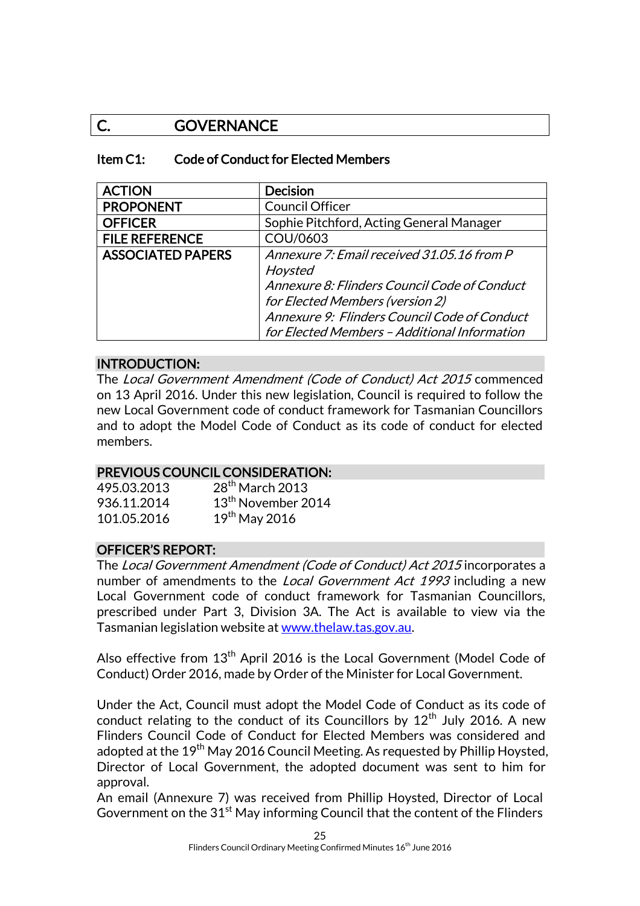# C. GOVERNANCE

## Item C1: Code of Conduct for Elected Members

| ACTION | Decision |
|---|---|
| PROPONENT | Council Officer |
| OFFICER | Sophie Pitchford, Acting General Manager |
| FILE REFERENCE | COU/0603 |
| ASSOCIATED PAPERS | *Annexure 7: Email received 31.05.16 from P Hoysted*<br>*Annexure 8: Flinders Council Code of Conduct for Elected Members (version 2)*<br>*Annexure 9: Flinders Council Code of Conduct for Elected Members – Additional Information* |

### INTRODUCTION:

The *Local Government Amendment (Code of Conduct) Act 2015* commenced on 13 April 2016. Under this new legislation, Council is required to follow the new Local Government code of conduct framework for Tasmanian Councillors and to adopt the Model Code of Conduct as its code of conduct for elected members.

### PREVIOUS COUNCIL CONSIDERATION:

495.03.2013 28th March 2013
936.11.2014 13th November 2014
101.05.2016 19th May 2016

### OFFICER'S REPORT:

The *Local Government Amendment (Code of Conduct) Act 2015* incorporates a number of amendments to the *Local Government Act 1993* including a new Local Government code of conduct framework for Tasmanian Councillors, prescribed under Part 3, Division 3A. The Act is available to view via the Tasmanian legislation website at www.thelaw.tas.gov.au.

Also effective from 13th April 2016 is the Local Government (Model Code of Conduct) Order 2016, made by Order of the Minister for Local Government.

Under the Act, Council must adopt the Model Code of Conduct as its code of conduct relating to the conduct of its Councillors by 12th July 2016. A new Flinders Council Code of Conduct for Elected Members was considered and adopted at the 19th May 2016 Council Meeting. As requested by Phillip Hoysted, Director of Local Government, the adopted document was sent to him for approval.

An email (Annexure 7) was received from Phillip Hoysted, Director of Local Government on the 31st May informing Council that the content of the Flinders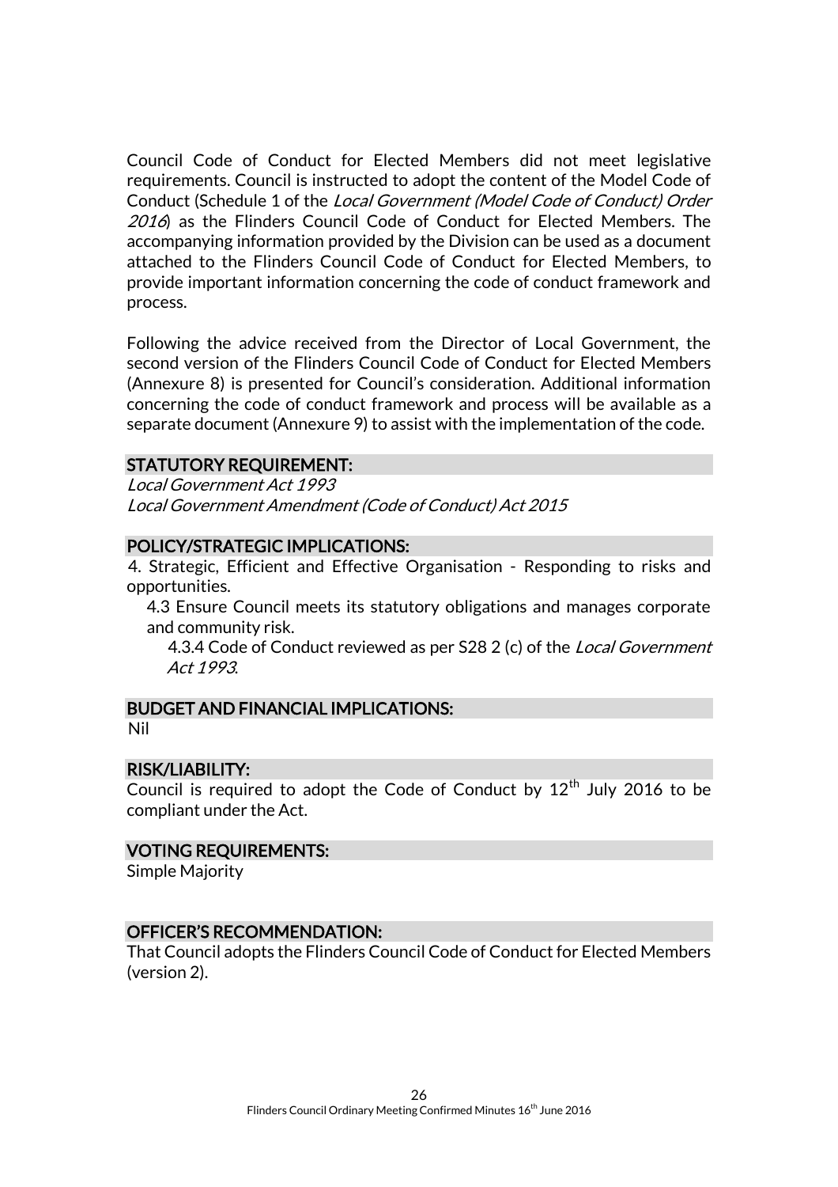Council Code of Conduct for Elected Members did not meet legislative requirements. Council is instructed to adopt the content of the Model Code of Conduct (Schedule 1 of the *Local Government (Model Code of Conduct) Order 2016*) as the Flinders Council Code of Conduct for Elected Members. The accompanying information provided by the Division can be used as a document attached to the Flinders Council Code of Conduct for Elected Members, to provide important information concerning the code of conduct framework and process.

Following the advice received from the Director of Local Government, the second version of the Flinders Council Code of Conduct for Elected Members (Annexure 8) is presented for Council's consideration. Additional information concerning the code of conduct framework and process will be available as a separate document (Annexure 9) to assist with the implementation of the code.

## STATUTORY REQUIREMENT:

*Local Government Act 1993*
*Local Government Amendment (Code of Conduct) Act 2015*

## POLICY/STRATEGIC IMPLICATIONS:

4. Strategic, Efficient and Effective Organisation - Responding to risks and opportunities.
   - 4.3 Ensure Council meets its statutory obligations and manages corporate and community risk.
     - 4.3.4 Code of Conduct reviewed as per S28 2 (c) of the *Local Government Act 1993*.

## BUDGET AND FINANCIAL IMPLICATIONS:

Nil

## RISK/LIABILITY:

Council is required to adopt the Code of Conduct by 12th July 2016 to be compliant under the Act.

## VOTING REQUIREMENTS:

Simple Majority

## OFFICER'S RECOMMENDATION:

That Council adopts the Flinders Council Code of Conduct for Elected Members (version 2).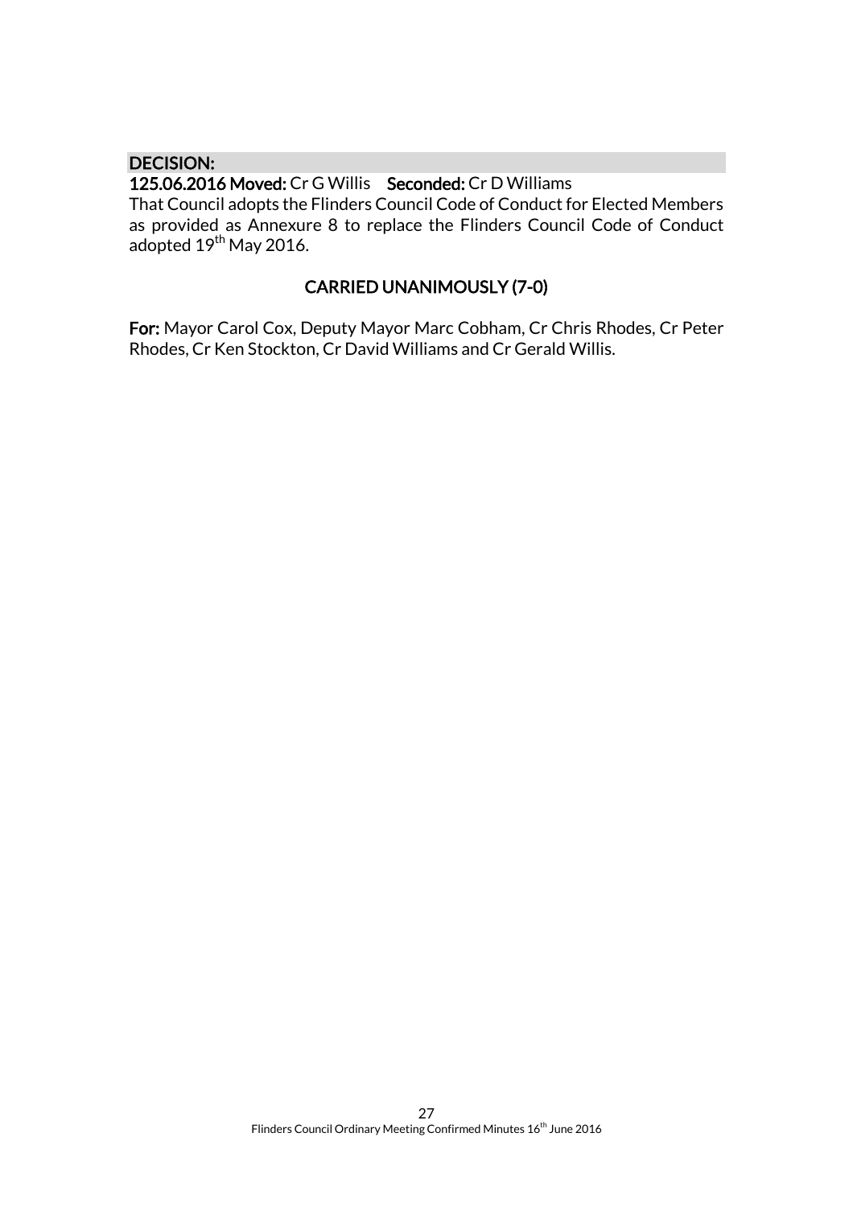**DECISION:**

**125.06.2016 Moved:** Cr G Willis **Seconded:** Cr D Williams

That Council adopts the Flinders Council Code of Conduct for Elected Members as provided as Annexure 8 to replace the Flinders Council Code of Conduct adopted 19th May 2016.

**CARRIED UNANIMOUSLY (7-0)**

**For:** Mayor Carol Cox, Deputy Mayor Marc Cobham, Cr Chris Rhodes, Cr Peter Rhodes, Cr Ken Stockton, Cr David Williams and Cr Gerald Willis.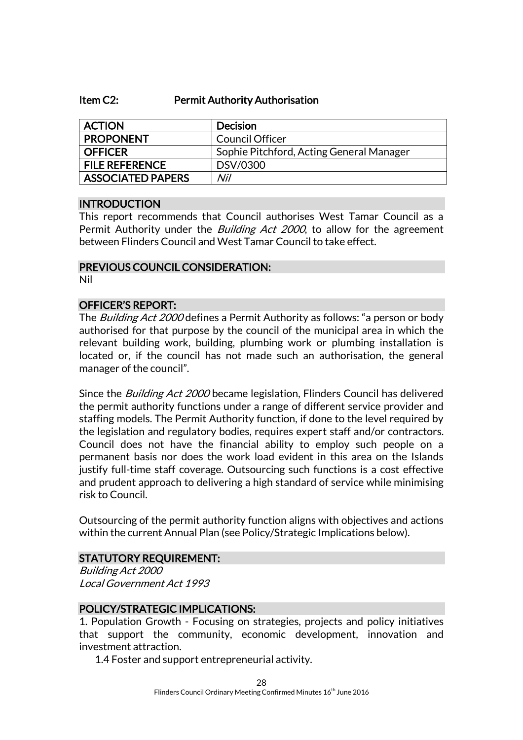**Item C2: Permit Authority Authorisation**

| ACTION | Decision |
|---|---|
| PROPONENT | Council Officer |
| OFFICER | Sophie Pitchford, Acting General Manager |
| FILE REFERENCE | DSV/0300 |
| ASSOCIATED PAPERS | *Nil* |

### INTRODUCTION

This report recommends that Council authorises West Tamar Council as a Permit Authority under the *Building Act 2000*, to allow for the agreement between Flinders Council and West Tamar Council to take effect.

### PREVIOUS COUNCIL CONSIDERATION:

Nil

### OFFICER'S REPORT:

The *Building Act 2000* defines a Permit Authority as follows: "a person or body authorised for that purpose by the council of the municipal area in which the relevant building work, building, plumbing work or plumbing installation is located or, if the council has not made such an authorisation, the general manager of the council".

Since the *Building Act 2000* became legislation, Flinders Council has delivered the permit authority functions under a range of different service provider and staffing models. The Permit Authority function, if done to the level required by the legislation and regulatory bodies, requires expert staff and/or contractors. Council does not have the financial ability to employ such people on a permanent basis nor does the work load evident in this area on the Islands justify full-time staff coverage. Outsourcing such functions is a cost effective and prudent approach to delivering a high standard of service while minimising risk to Council.

Outsourcing of the permit authority function aligns with objectives and actions within the current Annual Plan (see Policy/Strategic Implications below).

### STATUTORY REQUIREMENT:

*Building Act 2000*
*Local Government Act 1993*

### POLICY/STRATEGIC IMPLICATIONS:

1. Population Growth - Focusing on strategies, projects and policy initiatives that support the community, economic development, innovation and investment attraction.
    1.4 Foster and support entrepreneurial activity.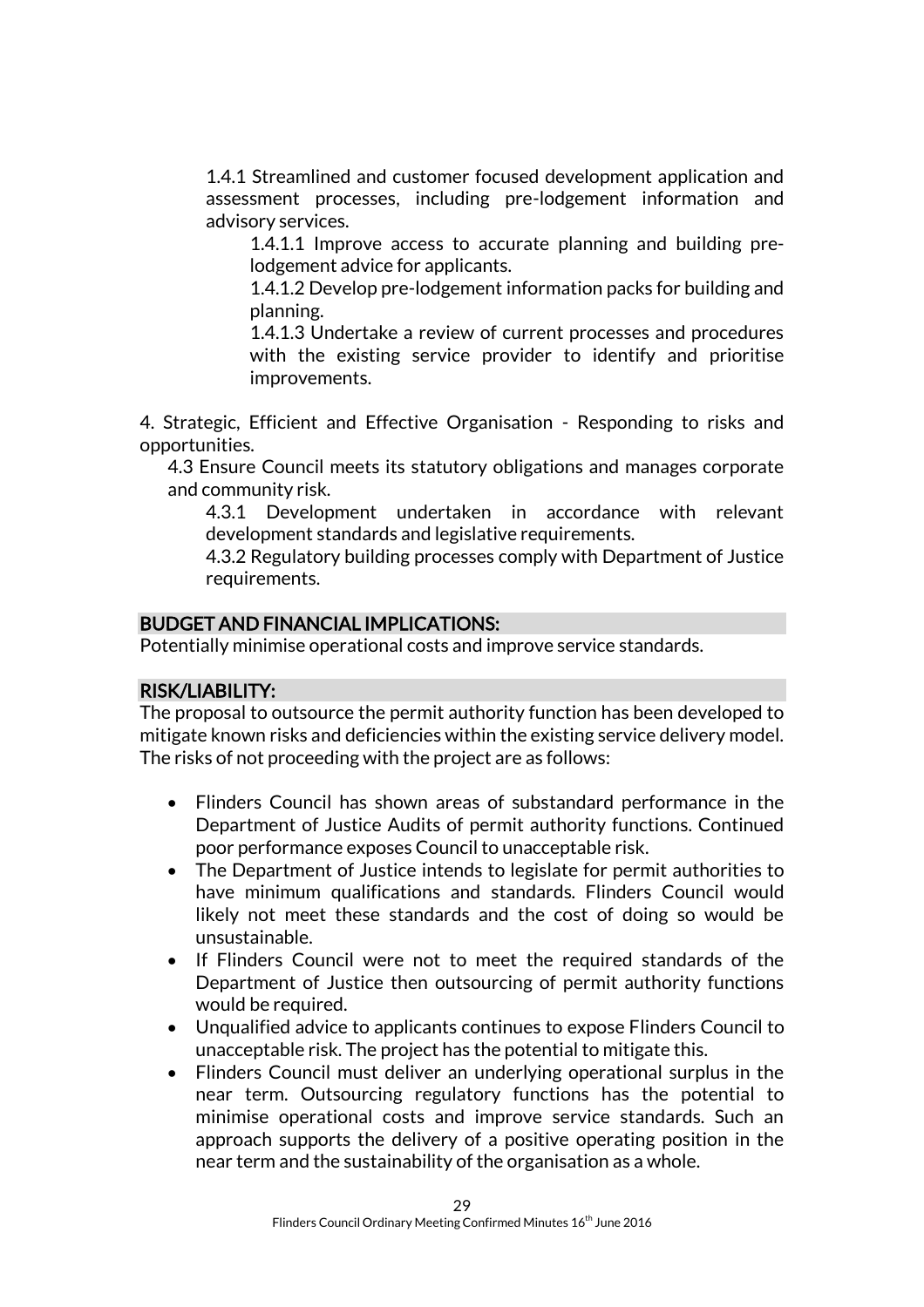1.4.1 Streamlined and customer focused development application and assessment processes, including pre-lodgement information and advisory services.

1.4.1.1 Improve access to accurate planning and building pre-lodgement advice for applicants.

1.4.1.2 Develop pre-lodgement information packs for building and planning.

1.4.1.3 Undertake a review of current processes and procedures with the existing service provider to identify and prioritise improvements.

4. Strategic, Efficient and Effective Organisation - Responding to risks and opportunities.

4.3 Ensure Council meets its statutory obligations and manages corporate and community risk.

4.3.1 Development undertaken in accordance with relevant development standards and legislative requirements.

4.3.2 Regulatory building processes comply with Department of Justice requirements.

## BUDGET AND FINANCIAL IMPLICATIONS:

Potentially minimise operational costs and improve service standards.

## RISK/LIABILITY:

The proposal to outsource the permit authority function has been developed to mitigate known risks and deficiencies within the existing service delivery model. The risks of not proceeding with the project are as follows:

- Flinders Council has shown areas of substandard performance in the Department of Justice Audits of permit authority functions. Continued poor performance exposes Council to unacceptable risk.
- The Department of Justice intends to legislate for permit authorities to have minimum qualifications and standards. Flinders Council would likely not meet these standards and the cost of doing so would be unsustainable.
- If Flinders Council were not to meet the required standards of the Department of Justice then outsourcing of permit authority functions would be required.
- Unqualified advice to applicants continues to expose Flinders Council to unacceptable risk. The project has the potential to mitigate this.
- Flinders Council must deliver an underlying operational surplus in the near term. Outsourcing regulatory functions has the potential to minimise operational costs and improve service standards. Such an approach supports the delivery of a positive operating position in the near term and the sustainability of the organisation as a whole.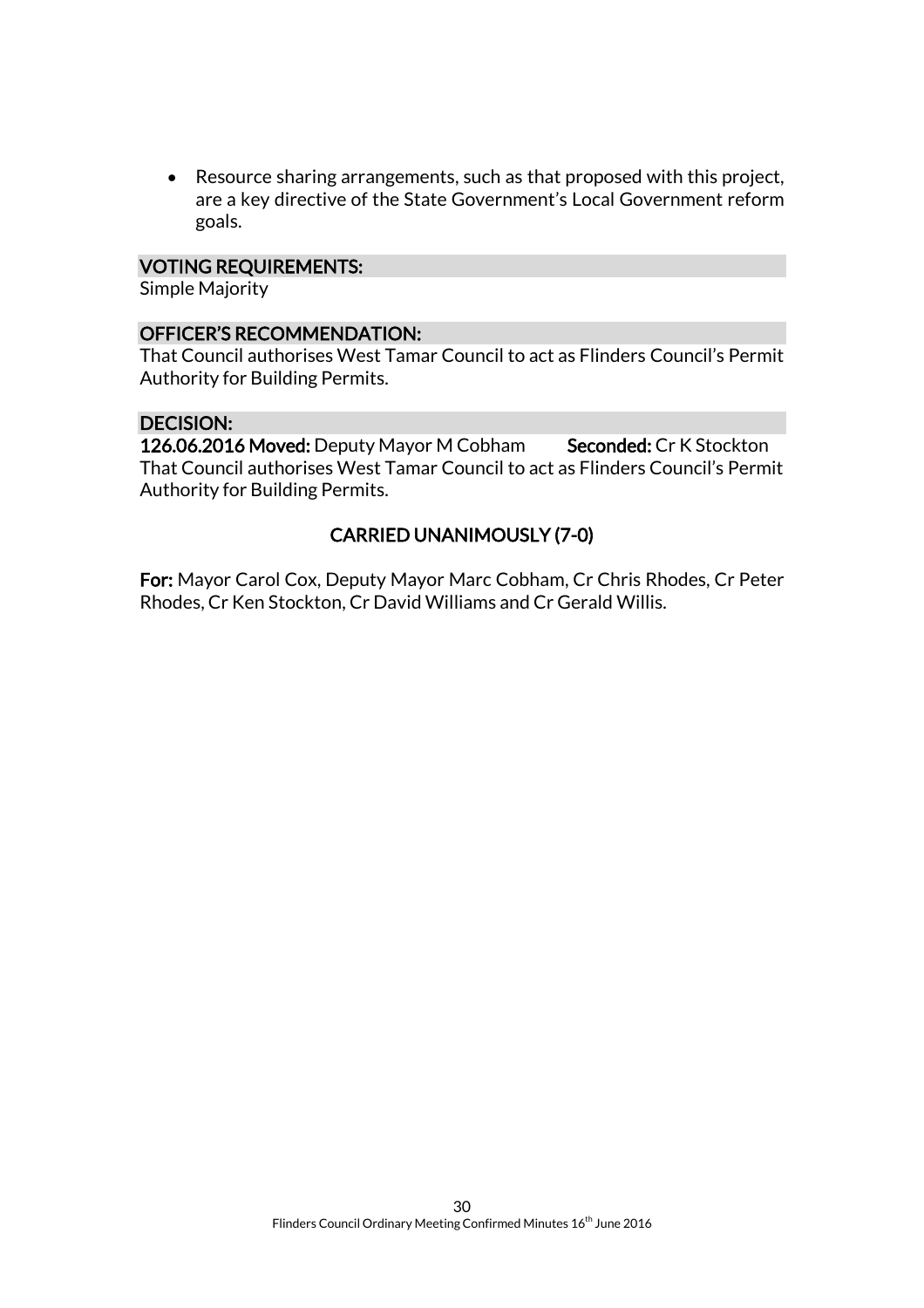- Resource sharing arrangements, such as that proposed with this project, are a key directive of the State Government's Local Government reform goals.

### VOTING REQUIREMENTS:

Simple Majority

### OFFICER'S RECOMMENDATION:

That Council authorises West Tamar Council to act as Flinders Council's Permit Authority for Building Permits.

### DECISION:

**126.06.2016 Moved:** Deputy Mayor M Cobham **Seconded:** Cr K Stockton

That Council authorises West Tamar Council to act as Flinders Council's Permit Authority for Building Permits.

**CARRIED UNANIMOUSLY (7-0)**

**For:** Mayor Carol Cox, Deputy Mayor Marc Cobham, Cr Chris Rhodes, Cr Peter Rhodes, Cr Ken Stockton, Cr David Williams and Cr Gerald Willis.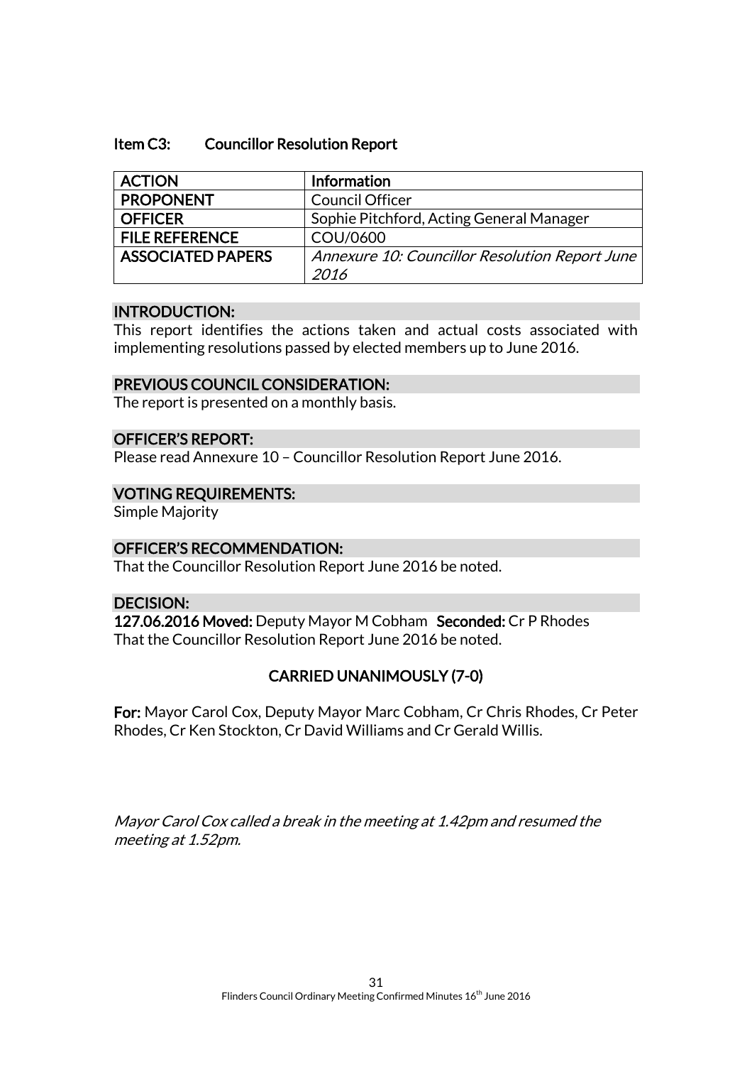### Item C3: Councillor Resolution Report

| ACTION | Information |
|---|---|
| PROPONENT | Council Officer |
| OFFICER | Sophie Pitchford, Acting General Manager |
| FILE REFERENCE | COU/0600 |
| ASSOCIATED PAPERS | *Annexure 10: Councillor Resolution Report June 2016* |

**INTRODUCTION:**

This report identifies the actions taken and actual costs associated with implementing resolutions passed by elected members up to June 2016.

**PREVIOUS COUNCIL CONSIDERATION:**

The report is presented on a monthly basis.

**OFFICER'S REPORT:**

Please read Annexure 10 – Councillor Resolution Report June 2016.

**VOTING REQUIREMENTS:**

Simple Majority

**OFFICER'S RECOMMENDATION:**

That the Councillor Resolution Report June 2016 be noted.

**DECISION:**

**127.06.2016 Moved:** Deputy Mayor M Cobham **Seconded:** Cr P Rhodes

That the Councillor Resolution Report June 2016 be noted.

**CARRIED UNANIMOUSLY (7-0)**

**For:** Mayor Carol Cox, Deputy Mayor Marc Cobham, Cr Chris Rhodes, Cr Peter Rhodes, Cr Ken Stockton, Cr David Williams and Cr Gerald Willis.

*Mayor Carol Cox called a break in the meeting at 1.42pm and resumed the meeting at 1.52pm.*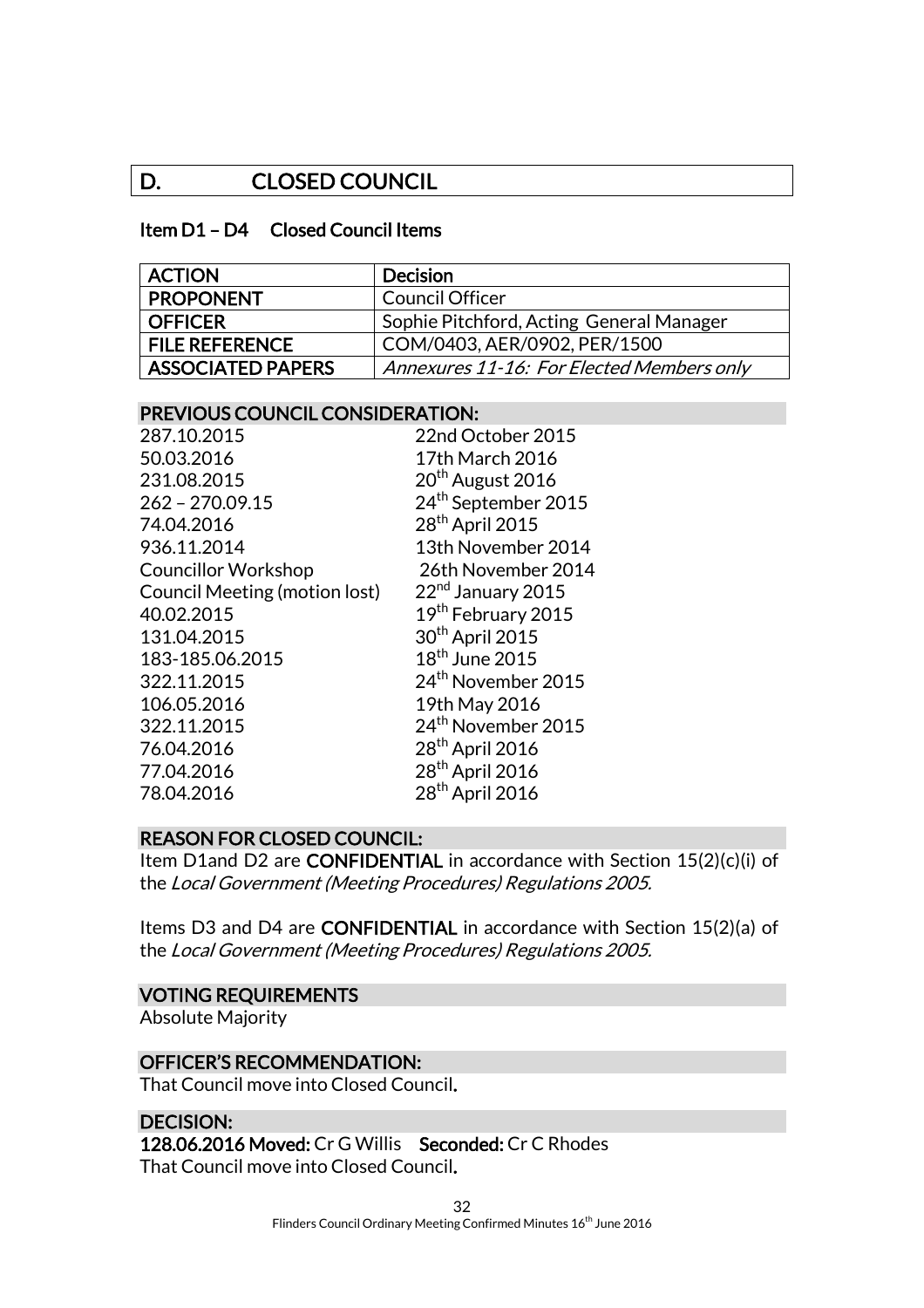# D. CLOSED COUNCIL

## Item D1 – D4 Closed Council Items

| ACTION | Decision |
|---|---|
| PROPONENT | Council Officer |
| OFFICER | Sophie Pitchford, Acting General Manager |
| FILE REFERENCE | COM/0403, AER/0902, PER/1500 |
| ASSOCIATED PAPERS | *Annexures 11-16: For Elected Members only* |

### PREVIOUS COUNCIL CONSIDERATION:

| | |
|---|---|
| 287.10.2015 | 22nd October 2015 |
| 50.03.2016 | 17th March 2016 |
| 231.08.2015 | 20th August 2016 |
| 262 – 270.09.15 | 24th September 2015 |
| 74.04.2016 | 28th April 2015 |
| 936.11.2014 | 13th November 2014 |
| Councillor Workshop | 26th November 2014 |
| Council Meeting (motion lost) | 22nd January 2015 |
| 40.02.2015 | 19th February 2015 |
| 131.04.2015 | 30th April 2015 |
| 183-185.06.2015 | 18th June 2015 |
| 322.11.2015 | 24th November 2015 |
| 106.05.2016 | 19th May 2016 |
| 322.11.2015 | 24th November 2015 |
| 76.04.2016 | 28th April 2016 |
| 77.04.2016 | 28th April 2016 |
| 78.04.2016 | 28th April 2016 |

### REASON FOR CLOSED COUNCIL:

Item D1and D2 are **CONFIDENTIAL** in accordance with Section 15(2)(c)(i) of the *Local Government (Meeting Procedures) Regulations 2005.*

Items D3 and D4 are **CONFIDENTIAL** in accordance with Section 15(2)(a) of the *Local Government (Meeting Procedures) Regulations 2005.*

### VOTING REQUIREMENTS

Absolute Majority

### OFFICER'S RECOMMENDATION:

That Council move into Closed Council.

### DECISION:

**128.06.2016 Moved:** Cr G Willis **Seconded:** Cr C Rhodes

That Council move into Closed Council.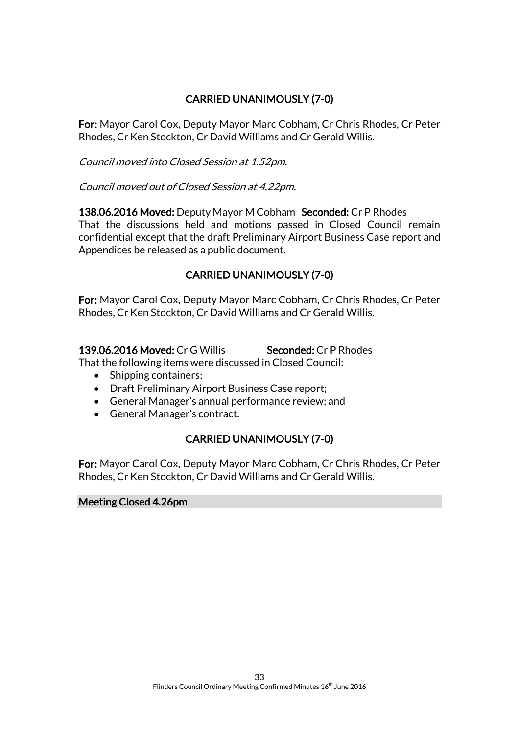**CARRIED UNANIMOUSLY (7-0)**

**For:** Mayor Carol Cox, Deputy Mayor Marc Cobham, Cr Chris Rhodes, Cr Peter Rhodes, Cr Ken Stockton, Cr David Williams and Cr Gerald Willis.

*Council moved into Closed Session at 1.52pm.*

*Council moved out of Closed Session at 4.22pm.*

**138.06.2016 Moved:** Deputy Mayor M Cobham **Seconded:** Cr P Rhodes
That the discussions held and motions passed in Closed Council remain confidential except that the draft Preliminary Airport Business Case report and Appendices be released as a public document.

**CARRIED UNANIMOUSLY (7-0)**

**For:** Mayor Carol Cox, Deputy Mayor Marc Cobham, Cr Chris Rhodes, Cr Peter Rhodes, Cr Ken Stockton, Cr David Williams and Cr Gerald Willis.

**139.06.2016 Moved:** Cr G Willis **Seconded:** Cr P Rhodes
That the following items were discussed in Closed Council:

- Shipping containers;
- Draft Preliminary Airport Business Case report;
- General Manager's annual performance review; and
- General Manager's contract.

**CARRIED UNANIMOUSLY (7-0)**

**For:** Mayor Carol Cox, Deputy Mayor Marc Cobham, Cr Chris Rhodes, Cr Peter Rhodes, Cr Ken Stockton, Cr David Williams and Cr Gerald Willis.

**Meeting Closed 4.26pm**